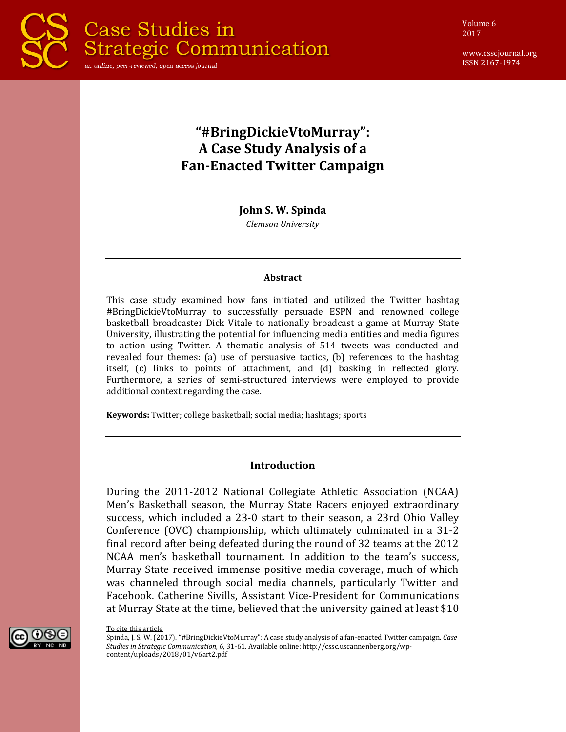# "#BringDickieVtoMurray": A Case Study Analysis of a Fan-Enacted Twitter Campaign

**John S. W. Spinda**

*Clemson University*

---

### Abstract

This case study examined how fans initiated and utilized the Twitter hashtag #BringDickieVtoMurray to successfully persuade ESPN and renowned college basketball broadcaster Dick Vitale to nationally broadcast a game at Murray State University, illustrating the potential for influencing media entities and media figures to action using Twitter. A thematic analysis of 514 tweets was conducted and revealed four themes: (a) use of persuasive tactics, (b) references to the hashtag itself, (c) links to points of attachment, and (d) basking in reflected glory. Furthermore, a series of semi-structured interviews were employed to provide additional context regarding the case.

**Keywords:** Twitter; college basketball; social media; hashtags; sports

---

## Introduction

During the 2011-2012 National Collegiate Athletic Association (NCAA) Men's Basketball season, the Murray State Racers enjoyed extraordinary success, which included a 23-0 start to their season, a 23rd Ohio Valley Conference (OVC) championship, which ultimately culminated in a 31-2 final record after being defeated during the round of 32 teams at the 2012 NCAA men's basketball tournament. In addition to the team's success, Murray State received immense positive media coverage, much of which was channeled through social media channels, particularly Twitter and Facebook. Catherine Sivills, Assistant Vice-President for Communications at Murray State at the time, believed that the university gained at least $10

To cite this article

Spinda, J. S. W. (2017). "#BringDickieVtoMurray": A case study analysis of a fan-enacted Twitter campaign. *Case Studies in Strategic Communication, 6*, 31-61. Available online: http://cssc.uscannenberg.org/wp-content/uploads/2018/01/v6art2.pdf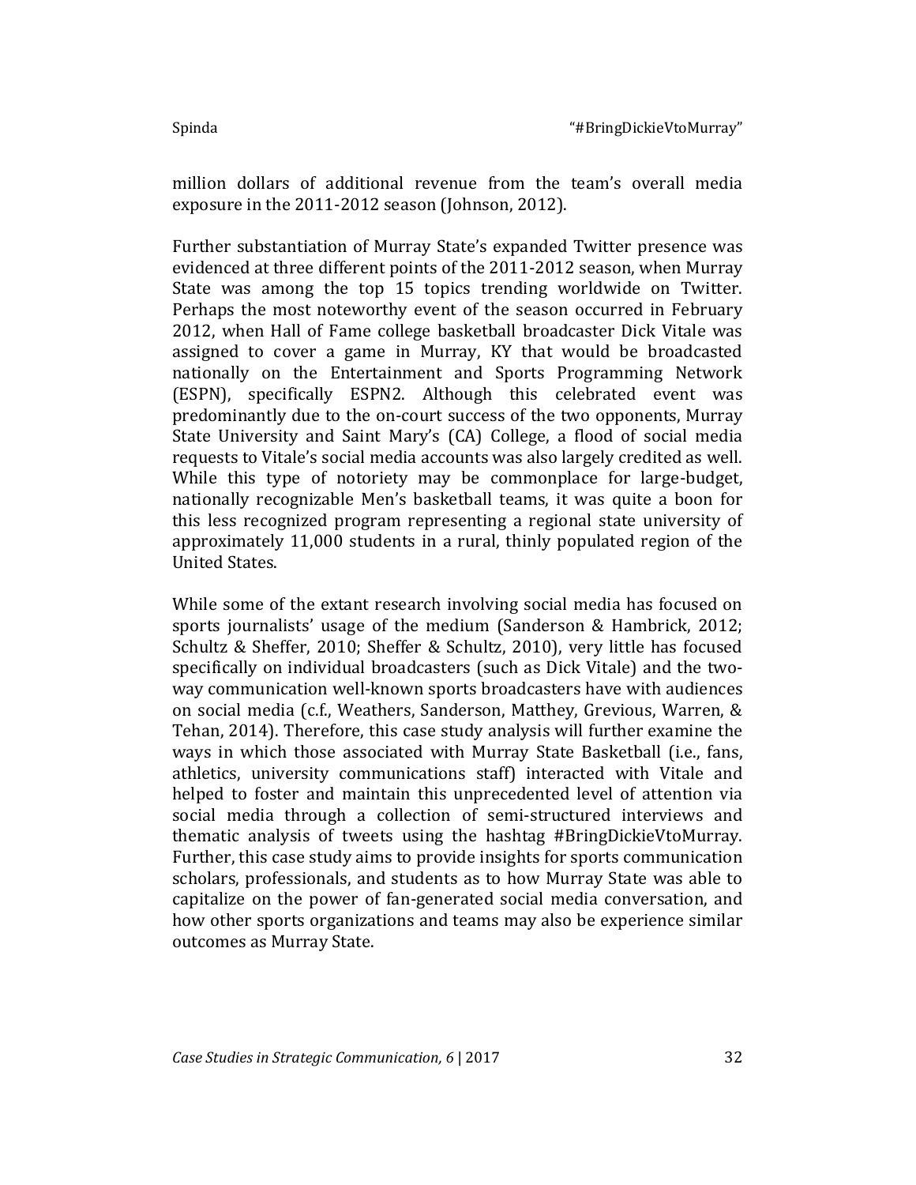million dollars of additional revenue from the team's overall media exposure in the 2011-2012 season (Johnson, 2012).

Further substantiation of Murray State's expanded Twitter presence was evidenced at three different points of the 2011-2012 season, when Murray State was among the top 15 topics trending worldwide on Twitter. Perhaps the most noteworthy event of the season occurred in February 2012, when Hall of Fame college basketball broadcaster Dick Vitale was assigned to cover a game in Murray, KY that would be broadcasted nationally on the Entertainment and Sports Programming Network (ESPN), specifically ESPN2. Although this celebrated event was predominantly due to the on-court success of the two opponents, Murray State University and Saint Mary's (CA) College, a flood of social media requests to Vitale's social media accounts was also largely credited as well. While this type of notoriety may be commonplace for large-budget, nationally recognizable Men's basketball teams, it was quite a boon for this less recognized program representing a regional state university of approximately 11,000 students in a rural, thinly populated region of the United States.

While some of the extant research involving social media has focused on sports journalists' usage of the medium (Sanderson & Hambrick, 2012; Schultz & Sheffer, 2010; Sheffer & Schultz, 2010), very little has focused specifically on individual broadcasters (such as Dick Vitale) and the two-way communication well-known sports broadcasters have with audiences on social media (c.f., Weathers, Sanderson, Matthey, Grevious, Warren, & Tehan, 2014). Therefore, this case study analysis will further examine the ways in which those associated with Murray State Basketball (i.e., fans, athletics, university communications staff) interacted with Vitale and helped to foster and maintain this unprecedented level of attention via social media through a collection of semi-structured interviews and thematic analysis of tweets using the hashtag #BringDickieVtoMurray. Further, this case study aims to provide insights for sports communication scholars, professionals, and students as to how Murray State was able to capitalize on the power of fan-generated social media conversation, and how other sports organizations and teams may also be experience similar outcomes as Murray State.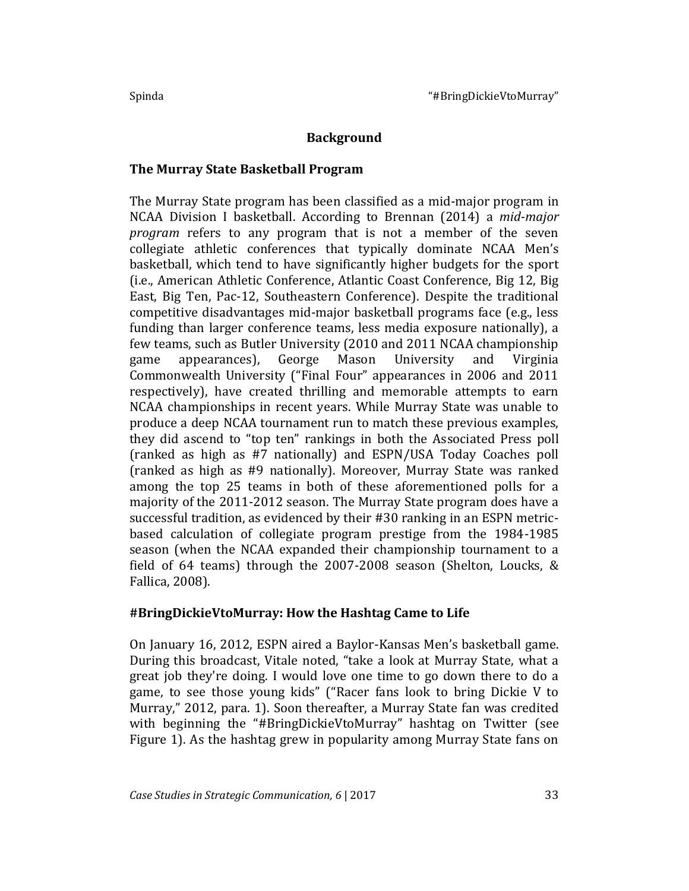# Background

## The Murray State Basketball Program

The Murray State program has been classified as a mid-major program in NCAA Division I basketball. According to Brennan (2014) a *mid-major program* refers to any program that is not a member of the seven collegiate athletic conferences that typically dominate NCAA Men's basketball, which tend to have significantly higher budgets for the sport (i.e., American Athletic Conference, Atlantic Coast Conference, Big 12, Big East, Big Ten, Pac-12, Southeastern Conference). Despite the traditional competitive disadvantages mid-major basketball programs face (e.g., less funding than larger conference teams, less media exposure nationally), a few teams, such as Butler University (2010 and 2011 NCAA championship game appearances), George Mason University and Virginia Commonwealth University ("Final Four" appearances in 2006 and 2011 respectively), have created thrilling and memorable attempts to earn NCAA championships in recent years. While Murray State was unable to produce a deep NCAA tournament run to match these previous examples, they did ascend to "top ten" rankings in both the Associated Press poll (ranked as high as #7 nationally) and ESPN/USA Today Coaches poll (ranked as high as #9 nationally). Moreover, Murray State was ranked among the top 25 teams in both of these aforementioned polls for a majority of the 2011-2012 season. The Murray State program does have a successful tradition, as evidenced by their #30 ranking in an ESPN metric-based calculation of collegiate program prestige from the 1984-1985 season (when the NCAA expanded their championship tournament to a field of 64 teams) through the 2007-2008 season (Shelton, Loucks, & Fallica, 2008).

## #BringDickieVtoMurray: How the Hashtag Came to Life

On January 16, 2012, ESPN aired a Baylor-Kansas Men's basketball game. During this broadcast, Vitale noted, "take a look at Murray State, what a great job they're doing. I would love one time to go down there to do a game, to see those young kids" ("Racer fans look to bring Dickie V to Murray," 2012, para. 1). Soon thereafter, a Murray State fan was credited with beginning the "#BringDickieVtoMurray" hashtag on Twitter (see Figure 1). As the hashtag grew in popularity among Murray State fans on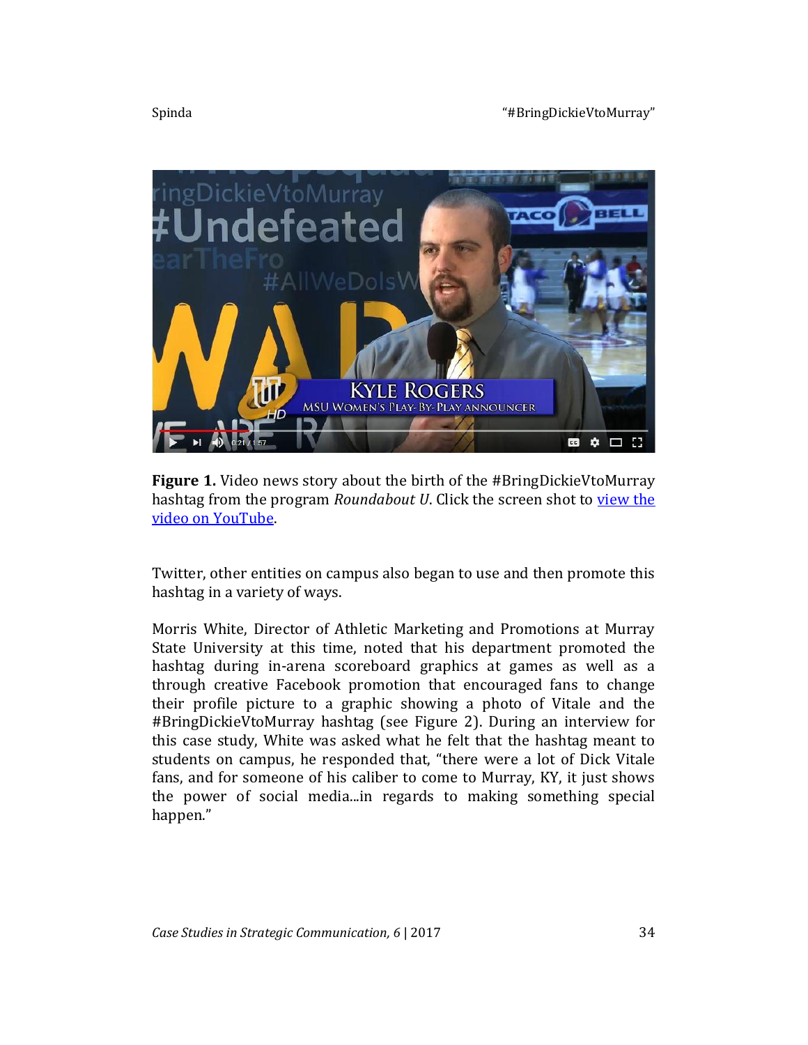**Figure 1.** Video news story about the birth of the #BringDickieVtoMurray hashtag from the program *Roundabout U*. Click the screen shot to [view the video on YouTube](#).

Twitter, other entities on campus also began to use and then promote this hashtag in a variety of ways.

Morris White, Director of Athletic Marketing and Promotions at Murray State University at this time, noted that his department promoted the hashtag during in-arena scoreboard graphics at games as well as a through creative Facebook promotion that encouraged fans to change their profile picture to a graphic showing a photo of Vitale and the #BringDickieVtoMurray hashtag (see Figure 2). During an interview for this case study, White was asked what he felt that the hashtag meant to students on campus, he responded that, "there were a lot of Dick Vitale fans, and for someone of his caliber to come to Murray, KY, it just shows the power of social media...in regards to making something special happen."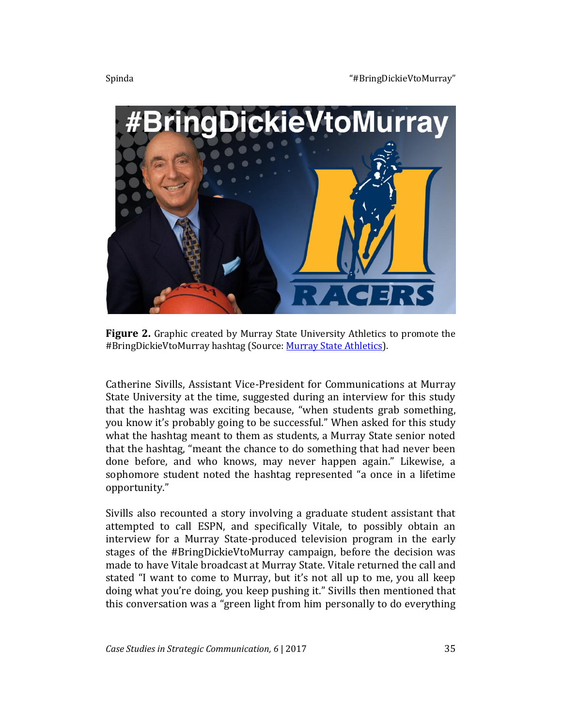**Figure 2.** Graphic created by Murray State University Athletics to promote the #BringDickieVtoMurray hashtag (Source: [Murray State Athletics](#)).

Catherine Sivills, Assistant Vice-President for Communications at Murray State University at the time, suggested during an interview for this study that the hashtag was exciting because, "when students grab something, you know it's probably going to be successful." When asked for this study what the hashtag meant to them as students, a Murray State senior noted that the hashtag, "meant the chance to do something that had never been done before, and who knows, may never happen again." Likewise, a sophomore student noted the hashtag represented "a once in a lifetime opportunity."

Sivills also recounted a story involving a graduate student assistant that attempted to call ESPN, and specifically Vitale, to possibly obtain an interview for a Murray State-produced television program in the early stages of the #BringDickieVtoMurray campaign, before the decision was made to have Vitale broadcast at Murray State. Vitale returned the call and stated "I want to come to Murray, but it's not all up to me, you all keep doing what you're doing, you keep pushing it." Sivills then mentioned that this conversation was a "green light from him personally to do everything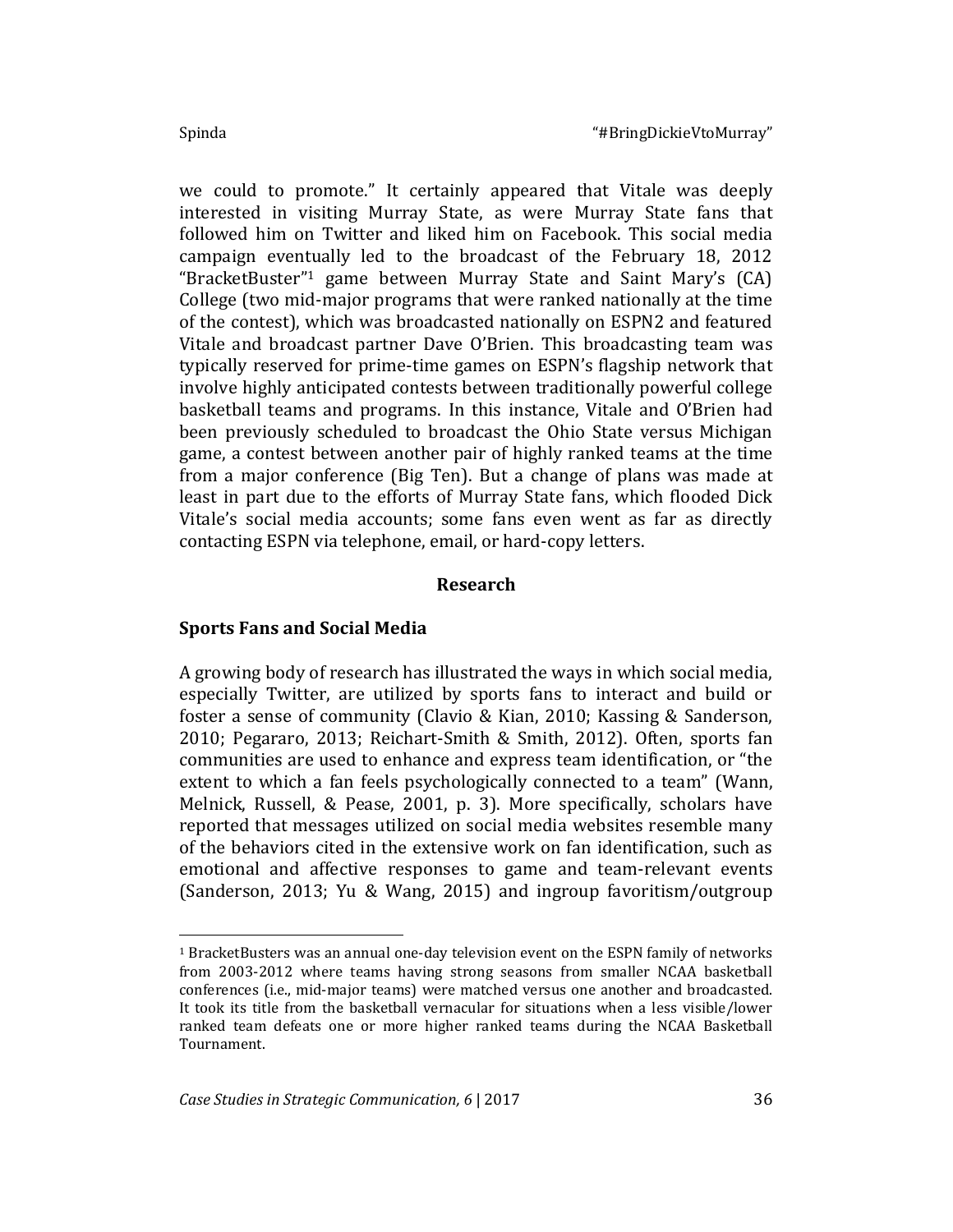we could to promote." It certainly appeared that Vitale was deeply interested in visiting Murray State, as were Murray State fans that followed him on Twitter and liked him on Facebook. This social media campaign eventually led to the broadcast of the February 18, 2012 "BracketBuster"[1] game between Murray State and Saint Mary's (CA) College (two mid-major programs that were ranked nationally at the time of the contest), which was broadcasted nationally on ESPN2 and featured Vitale and broadcast partner Dave O'Brien. This broadcasting team was typically reserved for prime-time games on ESPN's flagship network that involve highly anticipated contests between traditionally powerful college basketball teams and programs. In this instance, Vitale and O'Brien had been previously scheduled to broadcast the Ohio State versus Michigan game, a contest between another pair of highly ranked teams at the time from a major conference (Big Ten). But a change of plans was made at least in part due to the efforts of Murray State fans, which flooded Dick Vitale's social media accounts; some fans even went as far as directly contacting ESPN via telephone, email, or hard-copy letters.

## Research

### Sports Fans and Social Media

A growing body of research has illustrated the ways in which social media, especially Twitter, are utilized by sports fans to interact and build or foster a sense of community (Clavio & Kian, 2010; Kassing & Sanderson, 2010; Pegararo, 2013; Reichart-Smith & Smith, 2012). Often, sports fan communities are used to enhance and express team identification, or "the extent to which a fan feels psychologically connected to a team" (Wann, Melnick, Russell, & Pease, 2001, p. 3). More specifically, scholars have reported that messages utilized on social media websites resemble many of the behaviors cited in the extensive work on fan identification, such as emotional and affective responses to game and team-relevant events (Sanderson, 2013; Yu & Wang, 2015) and ingroup favoritism/outgroup

[1] BracketBusters was an annual one-day television event on the ESPN family of networks from 2003-2012 where teams having strong seasons from smaller NCAA basketball conferences (i.e., mid-major teams) were matched versus one another and broadcasted. It took its title from the basketball vernacular for situations when a less visible/lower ranked team defeats one or more higher ranked teams during the NCAA Basketball Tournament.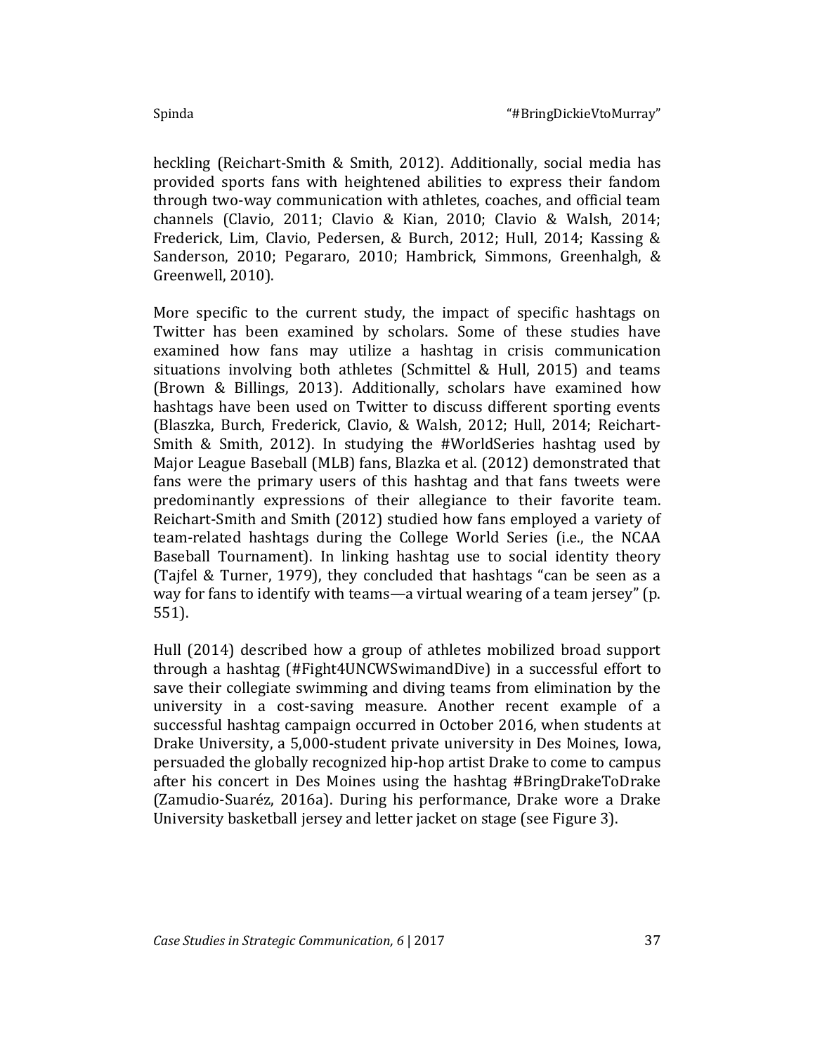heckling (Reichart-Smith & Smith, 2012). Additionally, social media has provided sports fans with heightened abilities to express their fandom through two-way communication with athletes, coaches, and official team channels (Clavio, 2011; Clavio & Kian, 2010; Clavio & Walsh, 2014; Frederick, Lim, Clavio, Pedersen, & Burch, 2012; Hull, 2014; Kassing & Sanderson, 2010; Pegararo, 2010; Hambrick, Simmons, Greenhalgh, & Greenwell, 2010).

More specific to the current study, the impact of specific hashtags on Twitter has been examined by scholars. Some of these studies have examined how fans may utilize a hashtag in crisis communication situations involving both athletes (Schmittel & Hull, 2015) and teams (Brown & Billings, 2013). Additionally, scholars have examined how hashtags have been used on Twitter to discuss different sporting events (Blaszka, Burch, Frederick, Clavio, & Walsh, 2012; Hull, 2014; Reichart-Smith & Smith, 2012). In studying the #WorldSeries hashtag used by Major League Baseball (MLB) fans, Blazka et al. (2012) demonstrated that fans were the primary users of this hashtag and that fans tweets were predominantly expressions of their allegiance to their favorite team. Reichart-Smith and Smith (2012) studied how fans employed a variety of team-related hashtags during the College World Series (i.e., the NCAA Baseball Tournament). In linking hashtag use to social identity theory (Tajfel & Turner, 1979), they concluded that hashtags "can be seen as a way for fans to identify with teams—a virtual wearing of a team jersey" (p. 551).

Hull (2014) described how a group of athletes mobilized broad support through a hashtag (#Fight4UNCWSwimandDive) in a successful effort to save their collegiate swimming and diving teams from elimination by the university in a cost-saving measure. Another recent example of a successful hashtag campaign occurred in October 2016, when students at Drake University, a 5,000-student private university in Des Moines, Iowa, persuaded the globally recognized hip-hop artist Drake to come to campus after his concert in Des Moines using the hashtag #BringDrakeToDrake (Zamudio-Suaréz, 2016a). During his performance, Drake wore a Drake University basketball jersey and letter jacket on stage (see Figure 3).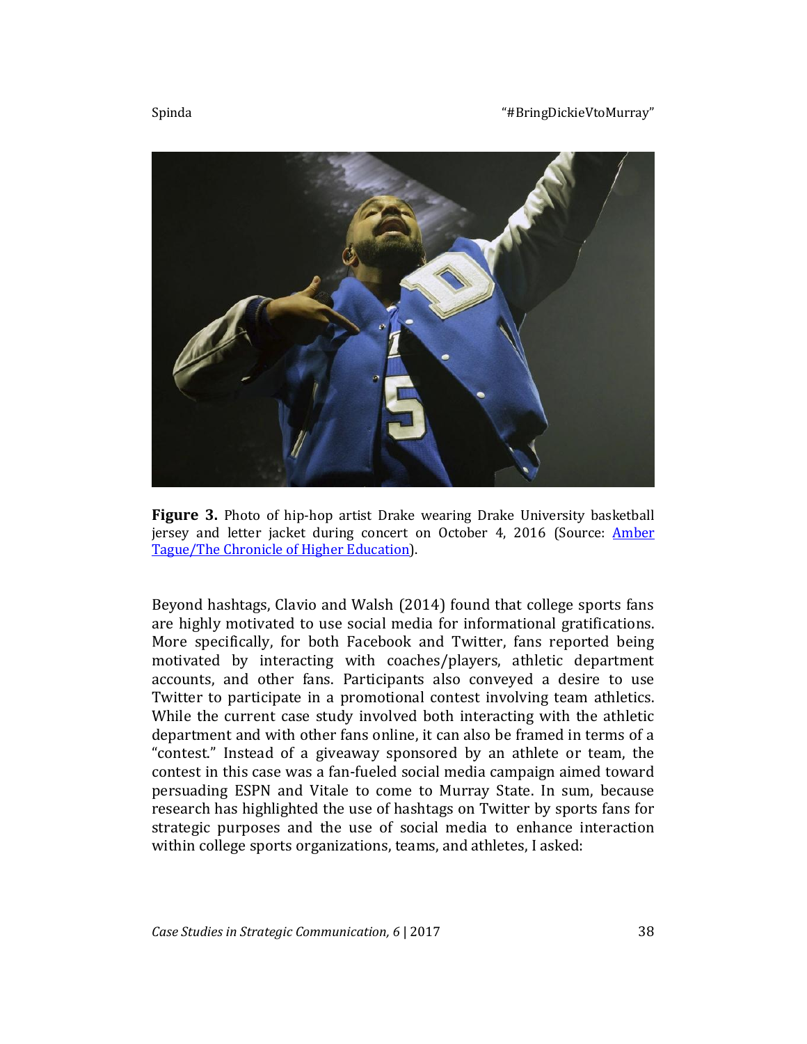**Figure 3.** Photo of hip-hop artist Drake wearing Drake University basketball jersey and letter jacket during concert on October 4, 2016 (Source: [Amber Tague/The Chronicle of Higher Education]).

Beyond hashtags, Clavio and Walsh (2014) found that college sports fans are highly motivated to use social media for informational gratifications. More specifically, for both Facebook and Twitter, fans reported being motivated by interacting with coaches/players, athletic department accounts, and other fans. Participants also conveyed a desire to use Twitter to participate in a promotional contest involving team athletics. While the current case study involved both interacting with the athletic department and with other fans online, it can also be framed in terms of a "contest." Instead of a giveaway sponsored by an athlete or team, the contest in this case was a fan-fueled social media campaign aimed toward persuading ESPN and Vitale to come to Murray State. In sum, because research has highlighted the use of hashtags on Twitter by sports fans for strategic purposes and the use of social media to enhance interaction within college sports organizations, teams, and athletes, I asked: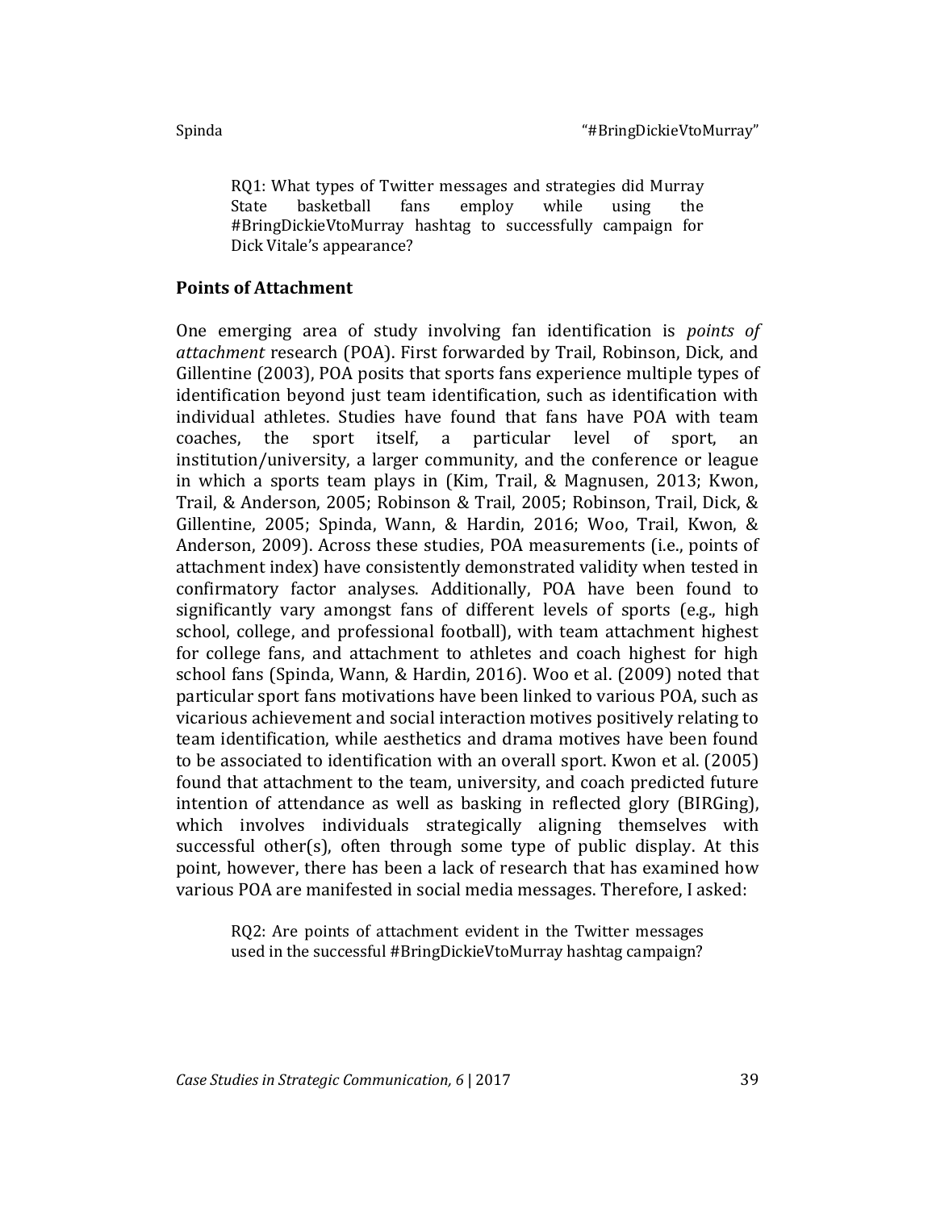> RQ1: What types of Twitter messages and strategies did Murray State basketball fans employ while using the #BringDickieVtoMurray hashtag to successfully campaign for Dick Vitale's appearance?

## Points of Attachment

One emerging area of study involving fan identification is *points of attachment* research (POA). First forwarded by Trail, Robinson, Dick, and Gillentine (2003), POA posits that sports fans experience multiple types of identification beyond just team identification, such as identification with individual athletes. Studies have found that fans have POA with team coaches, the sport itself, a particular level of sport, an institution/university, a larger community, and the conference or league in which a sports team plays in (Kim, Trail, & Magnusen, 2013; Kwon, Trail, & Anderson, 2005; Robinson & Trail, 2005; Robinson, Trail, Dick, & Gillentine, 2005; Spinda, Wann, & Hardin, 2016; Woo, Trail, Kwon, & Anderson, 2009). Across these studies, POA measurements (i.e., points of attachment index) have consistently demonstrated validity when tested in confirmatory factor analyses. Additionally, POA have been found to significantly vary amongst fans of different levels of sports (e.g., high school, college, and professional football), with team attachment highest for college fans, and attachment to athletes and coach highest for high school fans (Spinda, Wann, & Hardin, 2016). Woo et al. (2009) noted that particular sport fans motivations have been linked to various POA, such as vicarious achievement and social interaction motives positively relating to team identification, while aesthetics and drama motives have been found to be associated to identification with an overall sport. Kwon et al. (2005) found that attachment to the team, university, and coach predicted future intention of attendance as well as basking in reflected glory (BIRGing), which involves individuals strategically aligning themselves with successful other(s), often through some type of public display. At this point, however, there has been a lack of research that has examined how various POA are manifested in social media messages. Therefore, I asked:

> RQ2: Are points of attachment evident in the Twitter messages used in the successful #BringDickieVtoMurray hashtag campaign?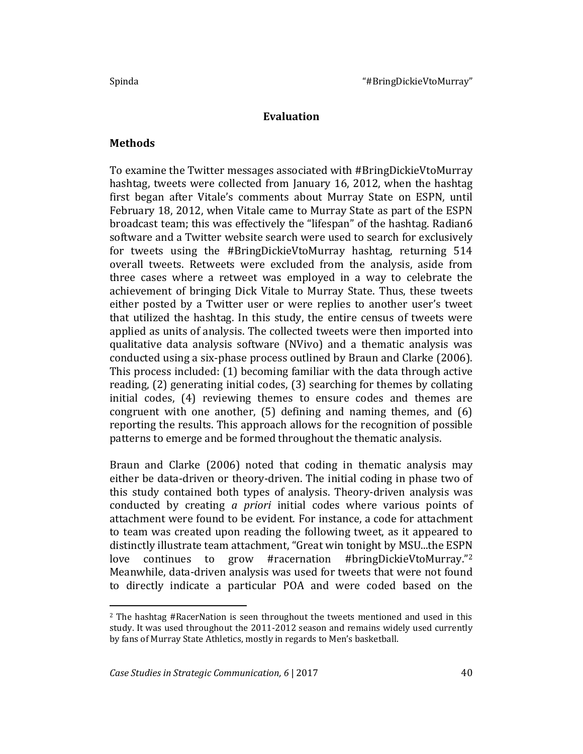## Evaluation

### Methods

To examine the Twitter messages associated with #BringDickieVtoMurray hashtag, tweets were collected from January 16, 2012, when the hashtag first began after Vitale's comments about Murray State on ESPN, until February 18, 2012, when Vitale came to Murray State as part of the ESPN broadcast team; this was effectively the "lifespan" of the hashtag. Radian6 software and a Twitter website search were used to search for exclusively for tweets using the #BringDickieVtoMurray hashtag, returning 514 overall tweets. Retweets were excluded from the analysis, aside from three cases where a retweet was employed in a way to celebrate the achievement of bringing Dick Vitale to Murray State. Thus, these tweets either posted by a Twitter user or were replies to another user's tweet that utilized the hashtag. In this study, the entire census of tweets were applied as units of analysis. The collected tweets were then imported into qualitative data analysis software (NVivo) and a thematic analysis was conducted using a six-phase process outlined by Braun and Clarke (2006). This process included: (1) becoming familiar with the data through active reading, (2) generating initial codes, (3) searching for themes by collating initial codes, (4) reviewing themes to ensure codes and themes are congruent with one another, (5) defining and naming themes, and (6) reporting the results. This approach allows for the recognition of possible patterns to emerge and be formed throughout the thematic analysis.

Braun and Clarke (2006) noted that coding in thematic analysis may either be data-driven or theory-driven. The initial coding in phase two of this study contained both types of analysis. Theory-driven analysis was conducted by creating *a priori* initial codes where various points of attachment were found to be evident. For instance, a code for attachment to team was created upon reading the following tweet, as it appeared to distinctly illustrate team attachment, "Great win tonight by MSU...the ESPN love continues to grow #racernation #bringDickieVtoMurray."[2] Meanwhile, data-driven analysis was used for tweets that were not found to directly indicate a particular POA and were coded based on the

[2] The hashtag #RacerNation is seen throughout the tweets mentioned and used in this study. It was used throughout the 2011-2012 season and remains widely used currently by fans of Murray State Athletics, mostly in regards to Men's basketball.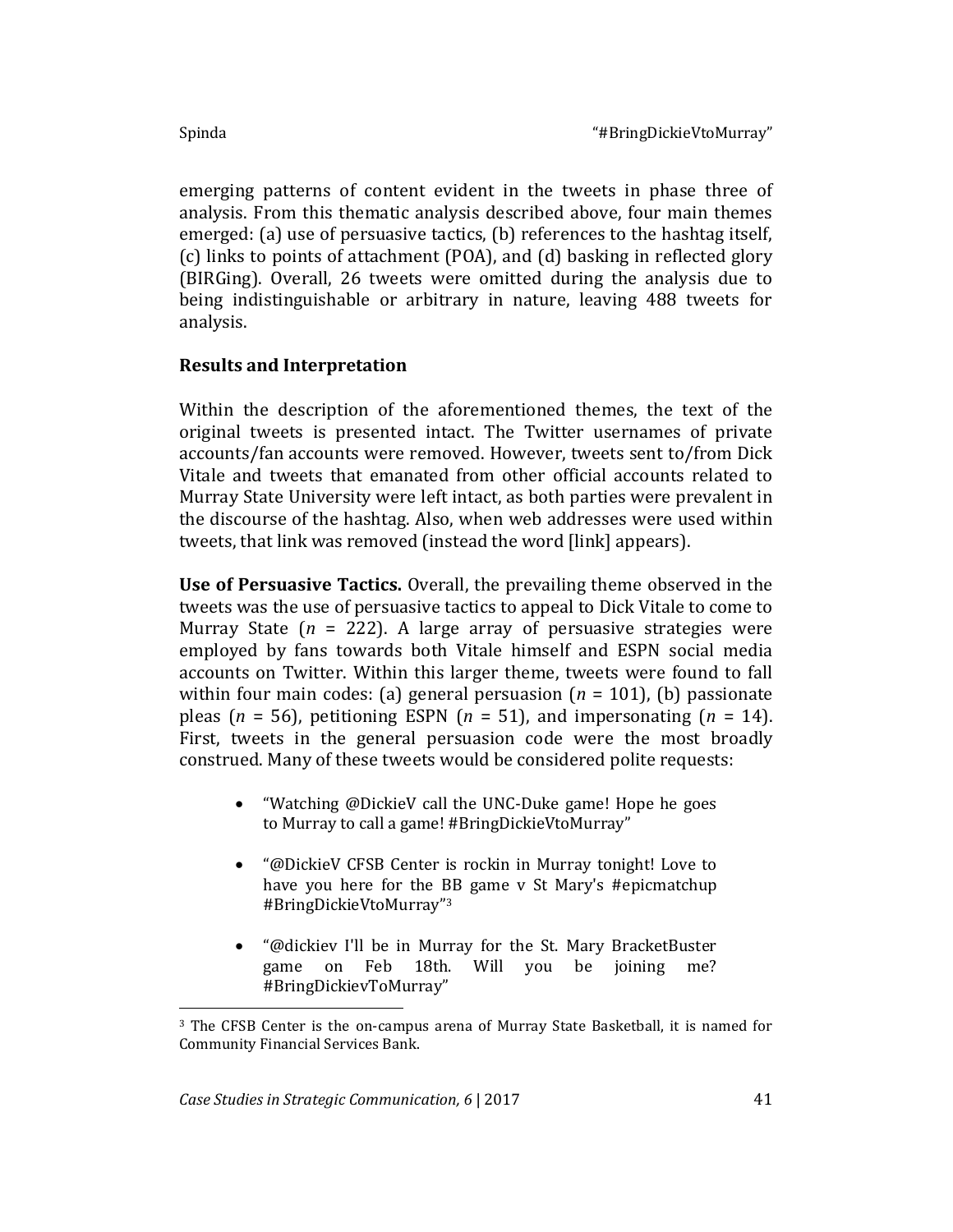emerging patterns of content evident in the tweets in phase three of analysis. From this thematic analysis described above, four main themes emerged: (a) use of persuasive tactics, (b) references to the hashtag itself, (c) links to points of attachment (POA), and (d) basking in reflected glory (BIRGing). Overall, 26 tweets were omitted during the analysis due to being indistinguishable or arbitrary in nature, leaving 488 tweets for analysis.

### Results and Interpretation

Within the description of the aforementioned themes, the text of the original tweets is presented intact. The Twitter usernames of private accounts/fan accounts were removed. However, tweets sent to/from Dick Vitale and tweets that emanated from other official accounts related to Murray State University were left intact, as both parties were prevalent in the discourse of the hashtag. Also, when web addresses were used within tweets, that link was removed (instead the word [link] appears).

**Use of Persuasive Tactics.** Overall, the prevailing theme observed in the tweets was the use of persuasive tactics to appeal to Dick Vitale to come to Murray State ($n$ = 222). A large array of persuasive strategies were employed by fans towards both Vitale himself and ESPN social media accounts on Twitter. Within this larger theme, tweets were found to fall within four main codes: (a) general persuasion ($n$ = 101), (b) passionate pleas ($n$ = 56), petitioning ESPN ($n$ = 51), and impersonating ($n$ = 14). First, tweets in the general persuasion code were the most broadly construed. Many of these tweets would be considered polite requests:

- "Watching @DickieV call the UNC-Duke game! Hope he goes to Murray to call a game! #BringDickieVtoMurray"
- "@DickieV CFSB Center is rockin in Murray tonight! Love to have you here for the BB game v St Mary's #epicmatchup #BringDickieVtoMurray"[3]
- "@dickiev I'll be in Murray for the St. Mary BracketBuster game on Feb 18th. Will you be joining me? #BringDickievToMurray"

[3] The CFSB Center is the on-campus arena of Murray State Basketball, it is named for Community Financial Services Bank.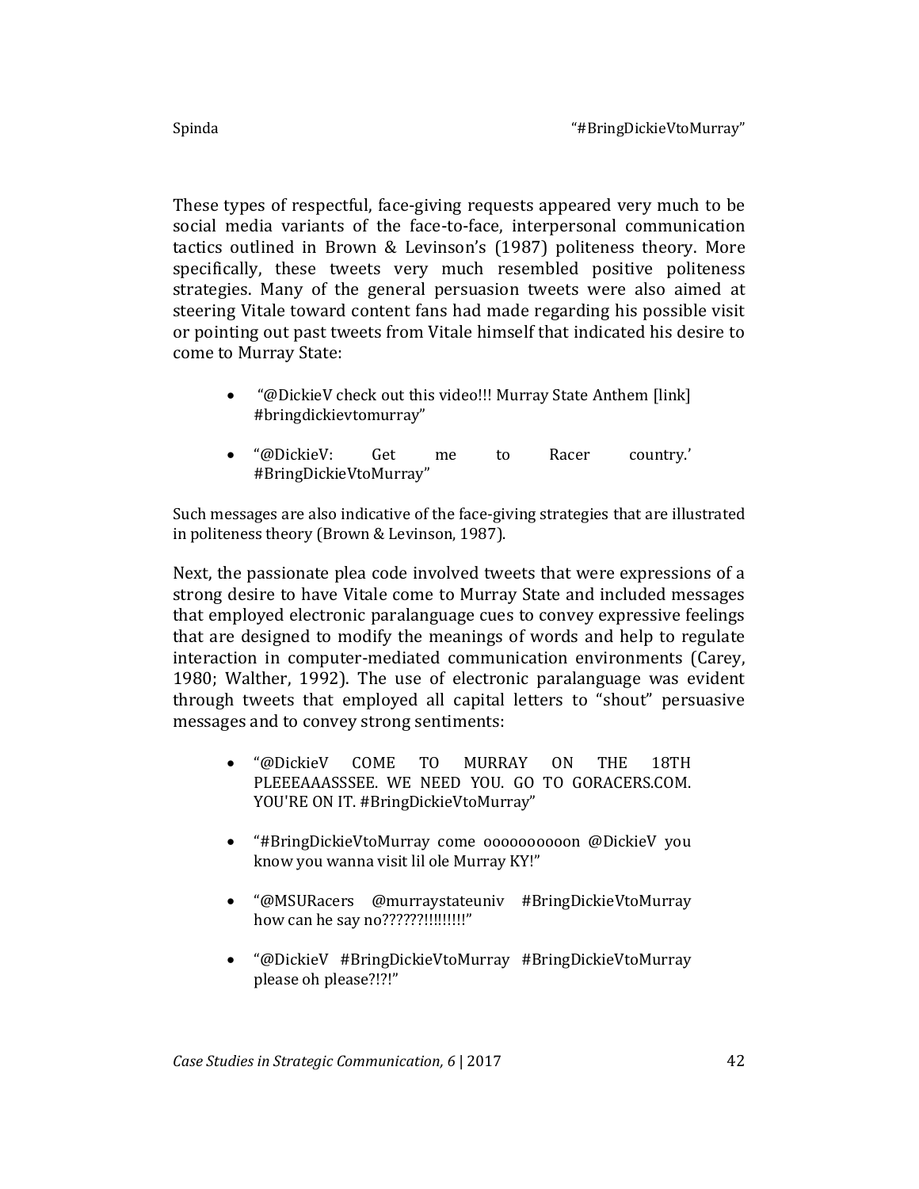These types of respectful, face-giving requests appeared very much to be social media variants of the face-to-face, interpersonal communication tactics outlined in Brown & Levinson's (1987) politeness theory. More specifically, these tweets very much resembled positive politeness strategies. Many of the general persuasion tweets were also aimed at steering Vitale toward content fans had made regarding his possible visit or pointing out past tweets from Vitale himself that indicated his desire to come to Murray State:

- "@DickieV check out this video!!! Murray State Anthem [link] #bringdickievtomurray"
- "@DickieV: Get me to Racer country.' #BringDickieVtoMurray"

Such messages are also indicative of the face-giving strategies that are illustrated in politeness theory (Brown & Levinson, 1987).

Next, the passionate plea code involved tweets that were expressions of a strong desire to have Vitale come to Murray State and included messages that employed electronic paralanguage cues to convey expressive feelings that are designed to modify the meanings of words and help to regulate interaction in computer-mediated communication environments (Carey, 1980; Walther, 1992). The use of electronic paralanguage was evident through tweets that employed all capital letters to "shout" persuasive messages and to convey strong sentiments:

- "@DickieV COME TO MURRAY ON THE 18TH PLEEEAAASSSEE. WE NEED YOU. GO TO GORACERS.COM. YOU'RE ON IT. #BringDickieVtoMurray"
- "#BringDickieVtoMurray come oooooooooon @DickieV you know you wanna visit lil ole Murray KY!"
- "@MSURacers @murraystateuniv #BringDickieVtoMurray how can he say no??????!!!!!!!!!"
- "@DickieV #BringDickieVtoMurray #BringDickieVtoMurray please oh please?!?!"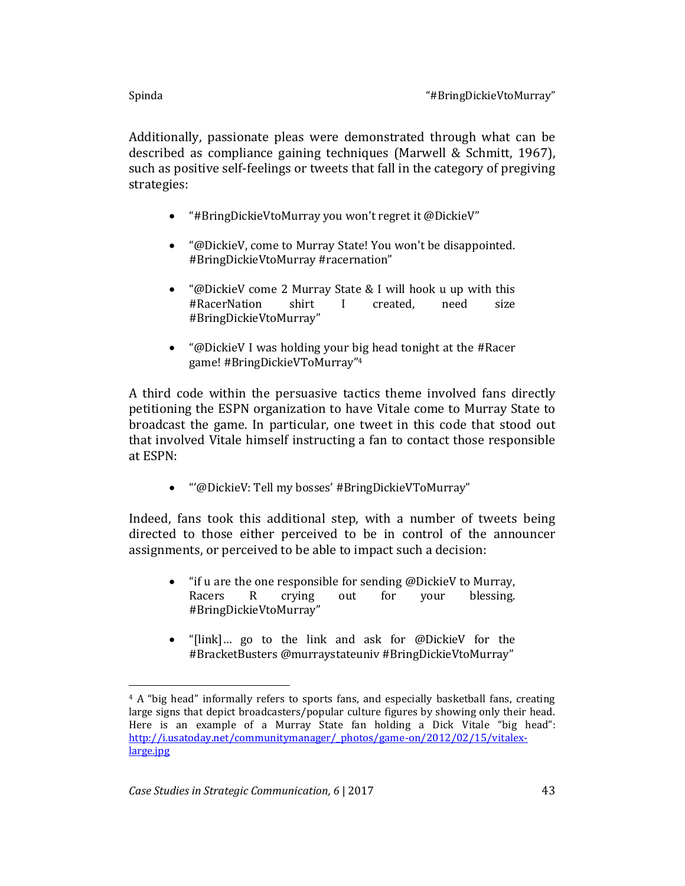Additionally, passionate pleas were demonstrated through what can be described as compliance gaining techniques (Marwell & Schmitt, 1967), such as positive self-feelings or tweets that fall in the category of pregiving strategies:

- "#BringDickieVtoMurray you won't regret it @DickieV"
- "@DickieV, come to Murray State! You won't be disappointed. #BringDickieVtoMurray #racernation"
- "@DickieV come 2 Murray State & I will hook u up with this #RacerNation shirt I created, need size #BringDickieVtoMurray"
- "@DickieV I was holding your big head tonight at the #Racer game! #BringDickieVToMurray"[4]

A third code within the persuasive tactics theme involved fans directly petitioning the ESPN organization to have Vitale come to Murray State to broadcast the game. In particular, one tweet in this code that stood out that involved Vitale himself instructing a fan to contact those responsible at ESPN:

- "'@DickieV: Tell my bosses' #BringDickieVToMurray"

Indeed, fans took this additional step, with a number of tweets being directed to those either perceived to be in control of the announcer assignments, or perceived to be able to impact such a decision:

- "if u are the one responsible for sending @DickieV to Murray, Racers R crying out for your blessing. #BringDickieVtoMurray"
- "[link]… go to the link and ask for @DickieV for the #BracketBusters @murraystateuniv #BringDickieVtoMurray"

---

[4] A "big head" informally refers to sports fans, and especially basketball fans, creating large signs that depict broadcasters/popular culture figures by showing only their head. Here is an example of a Murray State fan holding a Dick Vitale "big head": http://i.usatoday.net/communitymanager/_photos/game-on/2012/02/15/vitalex-large.jpg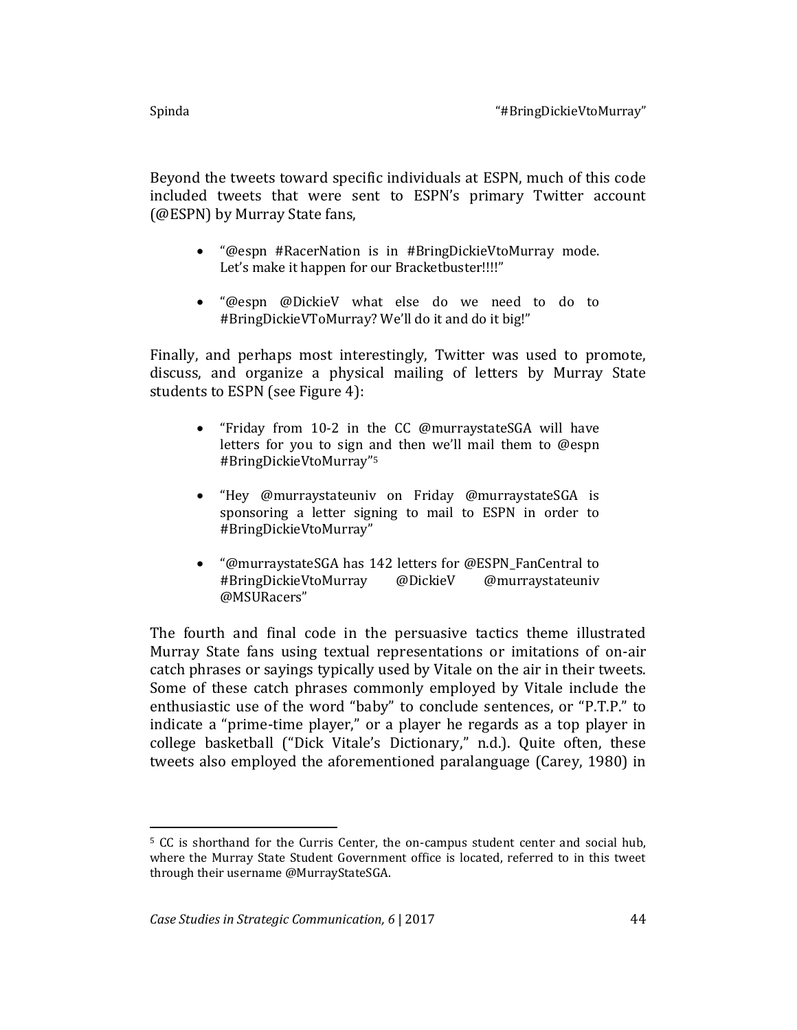Beyond the tweets toward specific individuals at ESPN, much of this code included tweets that were sent to ESPN's primary Twitter account (@ESPN) by Murray State fans,

- "@espn #RacerNation is in #BringDickieVtoMurray mode. Let's make it happen for our Bracketbuster!!!!"
- "@espn @DickieV what else do we need to do to #BringDickieVToMurray? We'll do it and do it big!"

Finally, and perhaps most interestingly, Twitter was used to promote, discuss, and organize a physical mailing of letters by Murray State students to ESPN (see Figure 4):

- "Friday from 10-2 in the CC @murraystateSGA will have letters for you to sign and then we'll mail them to @espn #BringDickieVtoMurray"[5]
- "Hey @murraystateuniv on Friday @murraystateSGA is sponsoring a letter signing to mail to ESPN in order to #BringDickieVtoMurray"
- "@murraystateSGA has 142 letters for @ESPN_FanCentral to #BringDickieVtoMurray @DickieV @murraystateuniv @MSURacers"

The fourth and final code in the persuasive tactics theme illustrated Murray State fans using textual representations or imitations of on-air catch phrases or sayings typically used by Vitale on the air in their tweets. Some of these catch phrases commonly employed by Vitale include the enthusiastic use of the word "baby" to conclude sentences, or "P.T.P." to indicate a "prime-time player," or a player he regards as a top player in college basketball ("Dick Vitale's Dictionary," n.d.). Quite often, these tweets also employed the aforementioned paralanguage (Carey, 1980) in

---

[5] CC is shorthand for the Curris Center, the on-campus student center and social hub, where the Murray State Student Government office is located, referred to in this tweet through their username @MurrayStateSGA.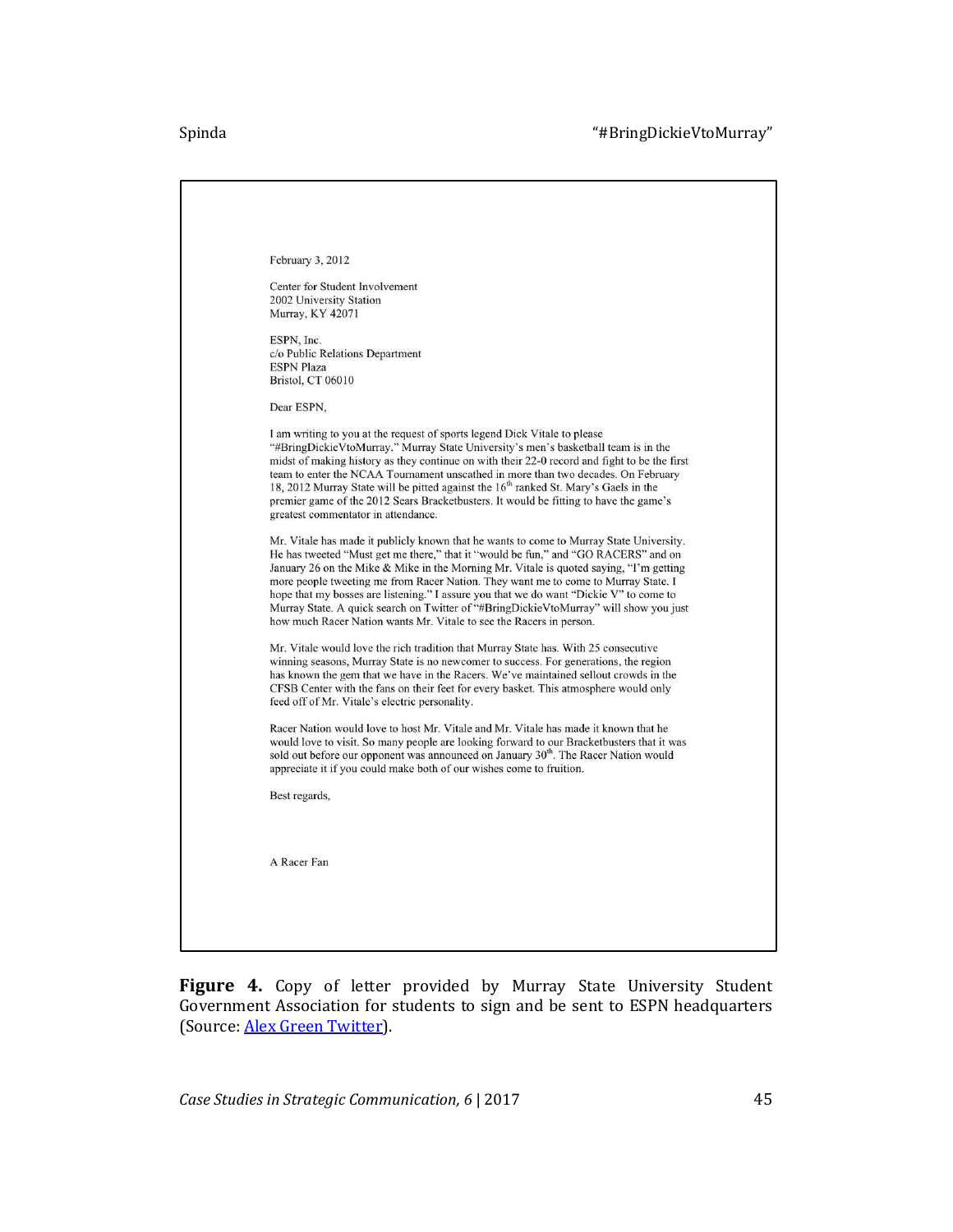February 3, 2012

Center for Student Involvement
2002 University Station
Murray, KY 42071

ESPN, Inc.
c/o Public Relations Department
ESPN Plaza
Bristol, CT 06010

Dear ESPN,

I am writing to you at the request of sports legend Dick Vitale to please "#BringDickieVtoMurray." Murray State University's men's basketball team is in the midst of making history as they continue on with their 22-0 record and fight to be the first team to enter the NCAA Tournament unscathed in more than two decades. On February 18, 2012 Murray State will be pitted against the 16th ranked St. Mary's Gaels in the premier game of the 2012 Sears Bracketbusters. It would be fitting to have the game's greatest commentator in attendance.

Mr. Vitale has made it publicly known that he wants to come to Murray State University. He has tweeted "Must get me there," that it "would be fun," and "GO RACERS" and on January 26 on the Mike & Mike in the Morning Mr. Vitale is quoted saying, "I'm getting more people tweeting me from Racer Nation. They want me to come to Murray State. I hope that my bosses are listening." I assure you that we do want "Dickie V" to come to Murray State. A quick search on Twitter of "#BringDickieVtoMurray" will show you just how much Racer Nation wants Mr. Vitale to see the Racers in person.

Mr. Vitale would love the rich tradition that Murray State has. With 25 consecutive winning seasons, Murray State is no newcomer to success. For generations, the region has known the gem that we have in the Racers. We've maintained sellout crowds in the CFSB Center with the fans on their feet for every basket. This atmosphere would only feed off of Mr. Vitale's electric personality.

Racer Nation would love to host Mr. Vitale and Mr. Vitale has made it known that he would love to visit. So many people are looking forward to our Bracketbusters that it was sold out before our opponent was announced on January 30th. The Racer Nation would appreciate it if you could make both of our wishes come to fruition.

Best regards,

A Racer Fan

**Figure 4.** Copy of letter provided by Murray State University Student Government Association for students to sign and be sent to ESPN headquarters (Source: Alex Green Twitter).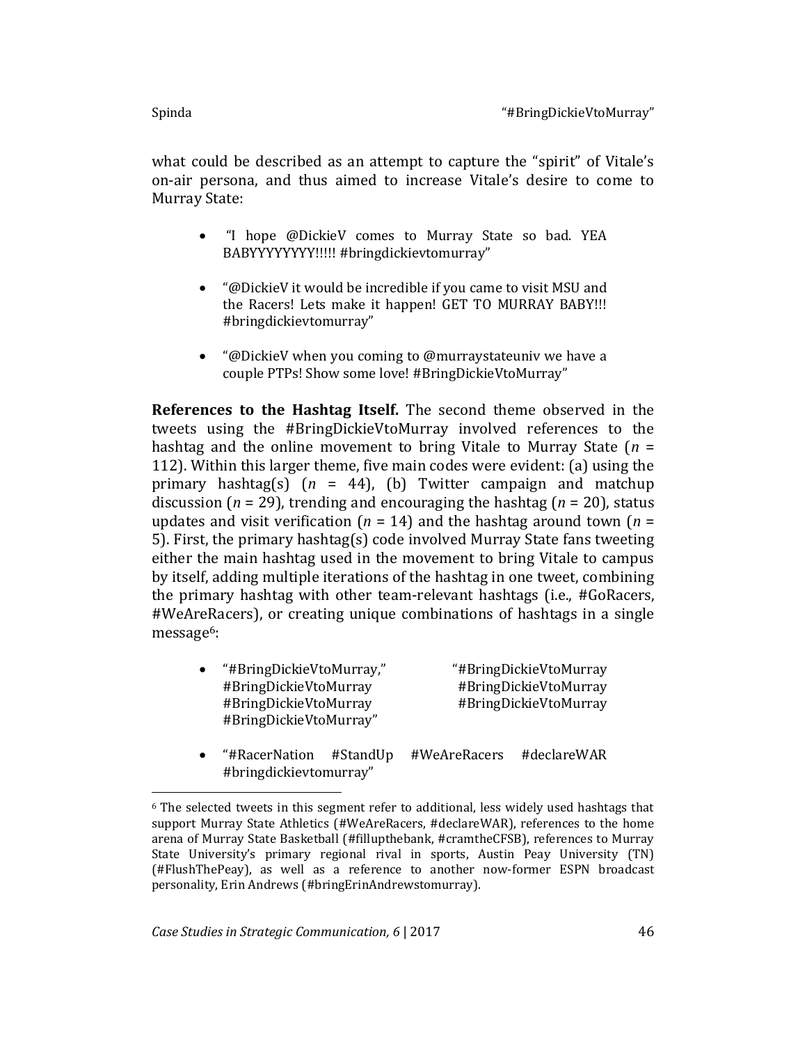what could be described as an attempt to capture the "spirit" of Vitale's on-air persona, and thus aimed to increase Vitale's desire to come to Murray State:

- "I hope @DickieV comes to Murray State so bad. YEA BABYYYYYYYY!!!!! #bringdickievtomurray"
- "@DickieV it would be incredible if you came to visit MSU and the Racers! Lets make it happen! GET TO MURRAY BABY!!! #bringdickievtomurray"
- "@DickieV when you coming to @murraystateuniv we have a couple PTPs! Show some love! #BringDickieVtoMurray"

**References to the Hashtag Itself.** The second theme observed in the tweets using the #BringDickieVtoMurray involved references to the hashtag and the online movement to bring Vitale to Murray State (*n* = 112). Within this larger theme, five main codes were evident: (a) using the primary hashtag(s) (*n* = 44), (b) Twitter campaign and matchup discussion (*n* = 29), trending and encouraging the hashtag (*n* = 20), status updates and visit verification (*n* = 14) and the hashtag around town (*n* = 5). First, the primary hashtag(s) code involved Murray State fans tweeting either the main hashtag used in the movement to bring Vitale to campus by itself, adding multiple iterations of the hashtag in one tweet, combining the primary hashtag with other team-relevant hashtags (i.e., #GoRacers, #WeAreRacers), or creating unique combinations of hashtags in a single message[6]:

- "#BringDickieVtoMurray," "#BringDickieVtoMurray #BringDickieVtoMurray #BringDickieVtoMurray #BringDickieVtoMurray #BringDickieVtoMurray #BringDickieVtoMurray #BringDickieVtoMurray"
- "#RacerNation #StandUp #WeAreRacers #declareWAR #bringdickievtomurray"

[6] The selected tweets in this segment refer to additional, less widely used hashtags that support Murray State Athletics (#WeAreRacers, #declareWAR), references to the home arena of Murray State Basketball (#fillupthebank, #cramtheCFSB), references to Murray State University's primary regional rival in sports, Austin Peay University (TN) (#FlushThePeay), as well as a reference to another now-former ESPN broadcast personality, Erin Andrews (#bringErinAndrewstomurray).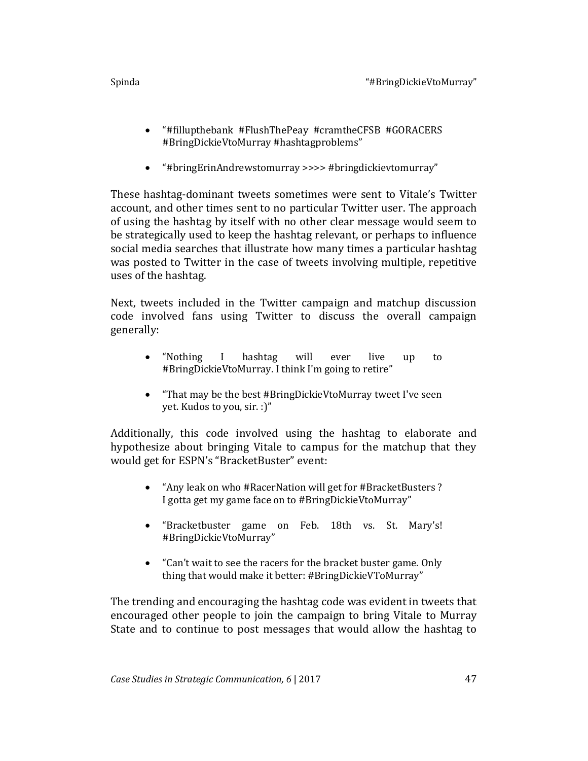- "#fillupthebank #FlushThePeay #cramtheCFSB #GORACERS #BringDickieVtoMurray #hashtagproblems"

- "#bringErinAndrewstomurray >>>> #bringdickievtomurray"

These hashtag-dominant tweets sometimes were sent to Vitale's Twitter account, and other times sent to no particular Twitter user. The approach of using the hashtag by itself with no other clear message would seem to be strategically used to keep the hashtag relevant, or perhaps to influence social media searches that illustrate how many times a particular hashtag was posted to Twitter in the case of tweets involving multiple, repetitive uses of the hashtag.

Next, tweets included in the Twitter campaign and matchup discussion code involved fans using Twitter to discuss the overall campaign generally:

- "Nothing I hashtag will ever live up to #BringDickieVtoMurray. I think I'm going to retire"

- "That may be the best #BringDickieVtoMurray tweet I've seen yet. Kudos to you, sir. :)"

Additionally, this code involved using the hashtag to elaborate and hypothesize about bringing Vitale to campus for the matchup that they would get for ESPN's "BracketBuster" event:

- "Any leak on who #RacerNation will get for #BracketBusters ? I gotta get my game face on to #BringDickieVtoMurray"

- "Bracketbuster game on Feb. 18th vs. St. Mary's! #BringDickieVtoMurray"

- "Can't wait to see the racers for the bracket buster game. Only thing that would make it better: #BringDickieVToMurray"

The trending and encouraging the hashtag code was evident in tweets that encouraged other people to join the campaign to bring Vitale to Murray State and to continue to post messages that would allow the hashtag to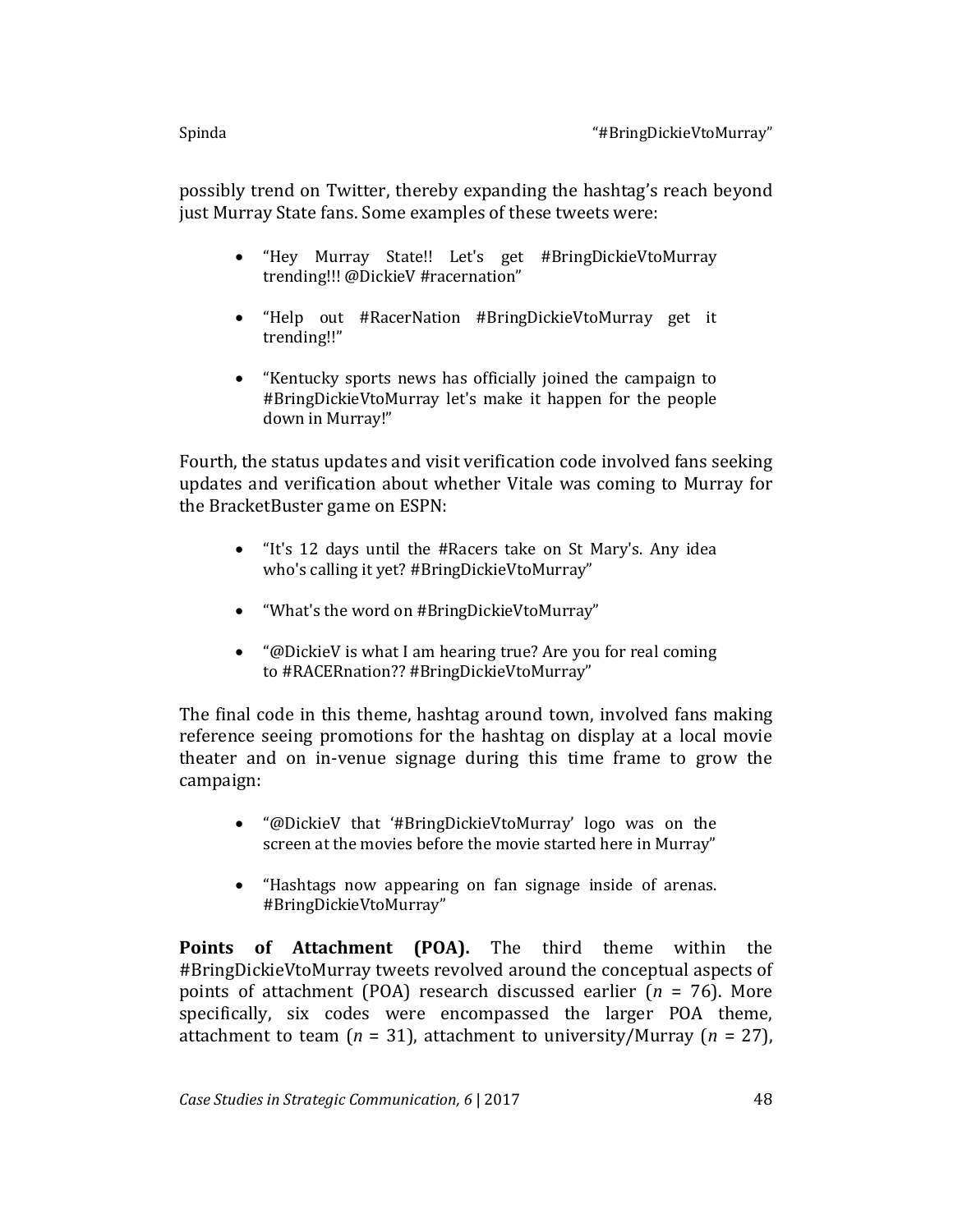possibly trend on Twitter, thereby expanding the hashtag's reach beyond just Murray State fans. Some examples of these tweets were:

- "Hey Murray State!! Let's get #BringDickieVtoMurray trending!!! @DickieV #racernation"
- "Help out #RacerNation #BringDickieVtoMurray get it trending!!"
- "Kentucky sports news has officially joined the campaign to #BringDickieVtoMurray let's make it happen for the people down in Murray!"

Fourth, the status updates and visit verification code involved fans seeking updates and verification about whether Vitale was coming to Murray for the BracketBuster game on ESPN:

- "It's 12 days until the #Racers take on St Mary's. Any idea who's calling it yet? #BringDickieVtoMurray"
- "What's the word on #BringDickieVtoMurray"
- "@DickieV is what I am hearing true? Are you for real coming to #RACERnation?? #BringDickieVtoMurray"

The final code in this theme, hashtag around town, involved fans making reference seeing promotions for the hashtag on display at a local movie theater and on in-venue signage during this time frame to grow the campaign:

- "@DickieV that '#BringDickieVtoMurray' logo was on the screen at the movies before the movie started here in Murray"
- "Hashtags now appearing on fan signage inside of arenas. #BringDickieVtoMurray"

**Points of Attachment (POA).** The third theme within the #BringDickieVtoMurray tweets revolved around the conceptual aspects of points of attachment (POA) research discussed earlier ($n$ = 76). More specifically, six codes were encompassed the larger POA theme, attachment to team ($n$ = 31), attachment to university/Murray ($n$ = 27),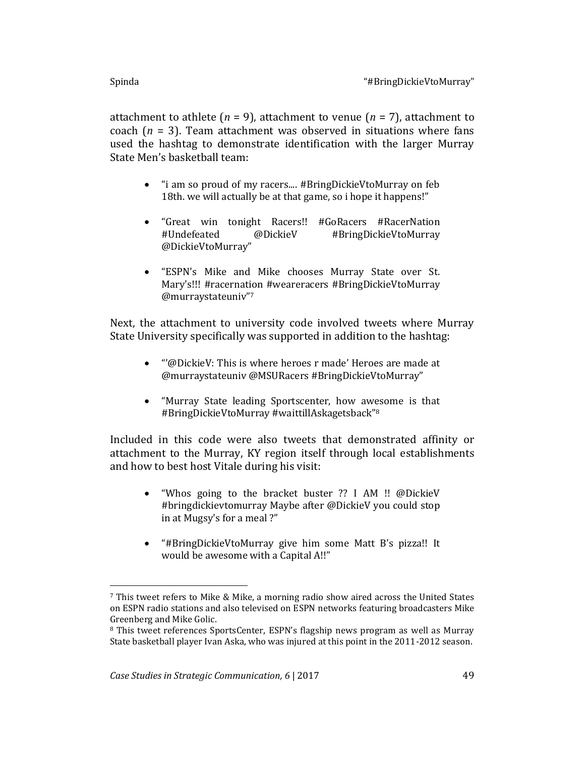attachment to athlete (*n* = 9), attachment to venue (*n* = 7), attachment to coach (*n* = 3). Team attachment was observed in situations where fans used the hashtag to demonstrate identification with the larger Murray State Men's basketball team:

- "i am so proud of my racers.... #BringDickieVtoMurray on feb 18th. we will actually be at that game, so i hope it happens!"
- "Great win tonight Racers!! #GoRacers #RacerNation #Undefeated @DickieV #BringDickieVtoMurray @DickieVtoMurray"
- "ESPN's Mike and Mike chooses Murray State over St. Mary's!!! #racernation #weareracers #BringDickieVtoMurray @murraystateuniv"[7]

Next, the attachment to university code involved tweets where Murray State University specifically was supported in addition to the hashtag:

- "'@DickieV: This is where heroes r made' Heroes are made at @murraystateuniv @MSURacers #BringDickieVtoMurray"
- "Murray State leading Sportscenter, how awesome is that #BringDickieVtoMurray #waittillAskagetsback"[8]

Included in this code were also tweets that demonstrated affinity or attachment to the Murray, KY region itself through local establishments and how to best host Vitale during his visit:

- "Whos going to the bracket buster ?? I AM !! @DickieV #bringdickievtomurray Maybe after @DickieV you could stop in at Mugsy's for a meal ?"
- "#BringDickieVtoMurray give him some Matt B's pizza!! It would be awesome with a Capital A!!"

---

[7] This tweet refers to Mike & Mike, a morning radio show aired across the United States on ESPN radio stations and also televised on ESPN networks featuring broadcasters Mike Greenberg and Mike Golic.

[8] This tweet references SportsCenter, ESPN's flagship news program as well as Murray State basketball player Ivan Aska, who was injured at this point in the 2011-2012 season.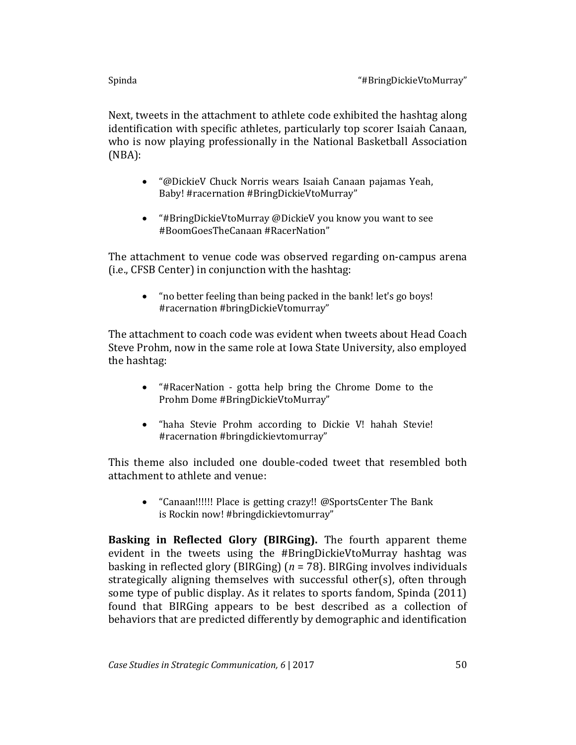Next, tweets in the attachment to athlete code exhibited the hashtag along identification with specific athletes, particularly top scorer Isaiah Canaan, who is now playing professionally in the National Basketball Association (NBA):

- "@DickieV Chuck Norris wears Isaiah Canaan pajamas Yeah, Baby! #racernation #BringDickieVtoMurray"
- "#BringDickieVtoMurray @DickieV you know you want to see #BoomGoesTheCanaan #RacerNation"

The attachment to venue code was observed regarding on-campus arena (i.e., CFSB Center) in conjunction with the hashtag:

- "no better feeling than being packed in the bank! let's go boys! #racernation #bringDickieVtomurray"

The attachment to coach code was evident when tweets about Head Coach Steve Prohm, now in the same role at Iowa State University, also employed the hashtag:

- "#RacerNation - gotta help bring the Chrome Dome to the Prohm Dome #BringDickieVtoMurray"
- "haha Stevie Prohm according to Dickie V! hahah Stevie! #racernation #bringdickievtomurray"

This theme also included one double-coded tweet that resembled both attachment to athlete and venue:

- "Canaan!!!!!! Place is getting crazy!! @SportsCenter The Bank is Rockin now! #bringdickievtomurray"

**Basking in Reflected Glory (BIRGing).** The fourth apparent theme evident in the tweets using the #BringDickieVtoMurray hashtag was basking in reflected glory (BIRGing) ($n$ = 78). BIRGing involves individuals strategically aligning themselves with successful other(s), often through some type of public display. As it relates to sports fandom, Spinda (2011) found that BIRGing appears to be best described as a collection of behaviors that are predicted differently by demographic and identification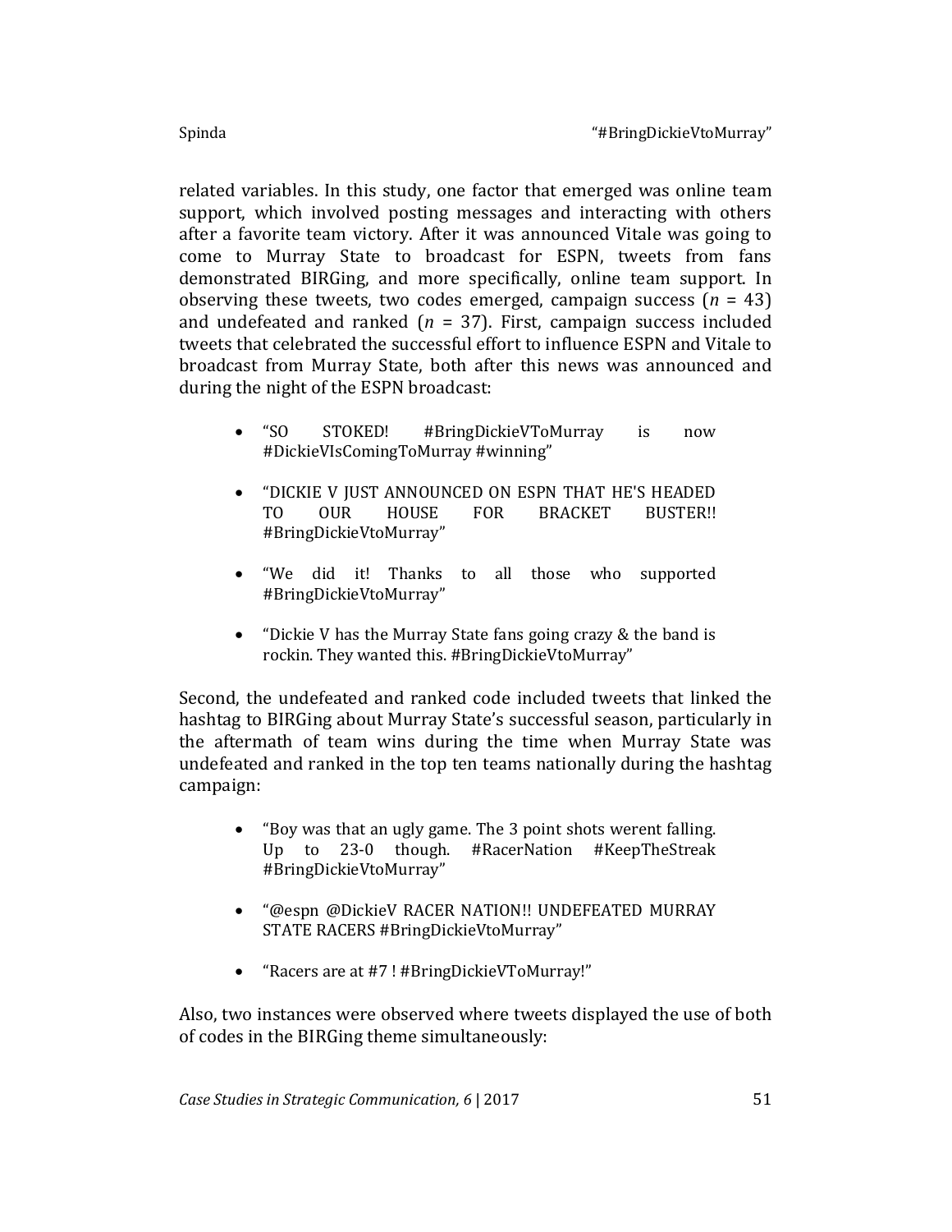related variables. In this study, one factor that emerged was online team support, which involved posting messages and interacting with others after a favorite team victory. After it was announced Vitale was going to come to Murray State to broadcast for ESPN, tweets from fans demonstrated BIRGing, and more specifically, online team support. In observing these tweets, two codes emerged, campaign success ($n$ = 43) and undefeated and ranked ($n$ = 37). First, campaign success included tweets that celebrated the successful effort to influence ESPN and Vitale to broadcast from Murray State, both after this news was announced and during the night of the ESPN broadcast:

- "SO STOKED! #BringDickieVToMurray is now #DickieVIsComingToMurray #winning"
- "DICKIE V JUST ANNOUNCED ON ESPN THAT HE'S HEADED TO OUR HOUSE FOR BRACKET BUSTER!! #BringDickieVtoMurray"
- "We did it! Thanks to all those who supported #BringDickieVtoMurray"
- "Dickie V has the Murray State fans going crazy & the band is rockin. They wanted this. #BringDickieVtoMurray"

Second, the undefeated and ranked code included tweets that linked the hashtag to BIRGing about Murray State's successful season, particularly in the aftermath of team wins during the time when Murray State was undefeated and ranked in the top ten teams nationally during the hashtag campaign:

- "Boy was that an ugly game. The 3 point shots werent falling. Up to 23-0 though. #RacerNation #KeepTheStreak #BringDickieVtoMurray"
- "@espn @DickieV RACER NATION!! UNDEFEATED MURRAY STATE RACERS #BringDickieVtoMurray"
- "Racers are at #7 ! #BringDickieVToMurray!"

Also, two instances were observed where tweets displayed the use of both of codes in the BIRGing theme simultaneously: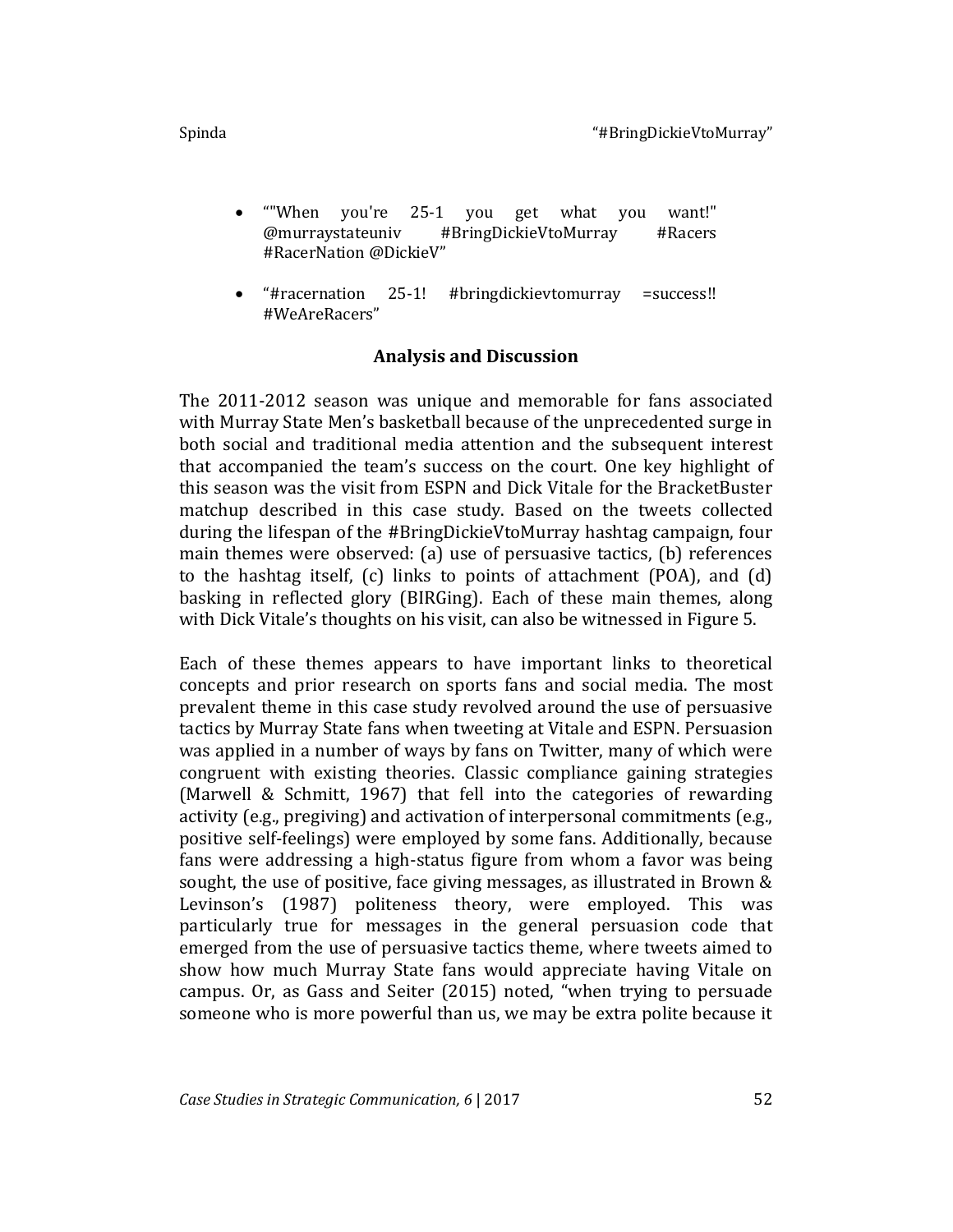- “"When you're 25-1 you get what you want!" @murraystateuniv #BringDickieVtoMurray #Racers #RacerNation @DickieV”

- “#racernation 25-1! #bringdickievtomurray =success!! #WeAreRacers”

## Analysis and Discussion

The 2011-2012 season was unique and memorable for fans associated with Murray State Men’s basketball because of the unprecedented surge in both social and traditional media attention and the subsequent interest that accompanied the team’s success on the court. One key highlight of this season was the visit from ESPN and Dick Vitale for the BracketBuster matchup described in this case study. Based on the tweets collected during the lifespan of the #BringDickieVtoMurray hashtag campaign, four main themes were observed: (a) use of persuasive tactics, (b) references to the hashtag itself, (c) links to points of attachment (POA), and (d) basking in reflected glory (BIRGing). Each of these main themes, along with Dick Vitale’s thoughts on his visit, can also be witnessed in Figure 5.

Each of these themes appears to have important links to theoretical concepts and prior research on sports fans and social media. The most prevalent theme in this case study revolved around the use of persuasive tactics by Murray State fans when tweeting at Vitale and ESPN. Persuasion was applied in a number of ways by fans on Twitter, many of which were congruent with existing theories. Classic compliance gaining strategies (Marwell & Schmitt, 1967) that fell into the categories of rewarding activity (e.g., pregiving) and activation of interpersonal commitments (e.g., positive self-feelings) were employed by some fans. Additionally, because fans were addressing a high-status figure from whom a favor was being sought, the use of positive, face giving messages, as illustrated in Brown & Levinson’s (1987) politeness theory, were employed. This was particularly true for messages in the general persuasion code that emerged from the use of persuasive tactics theme, where tweets aimed to show how much Murray State fans would appreciate having Vitale on campus. Or, as Gass and Seiter (2015) noted, “when trying to persuade someone who is more powerful than us, we may be extra polite because it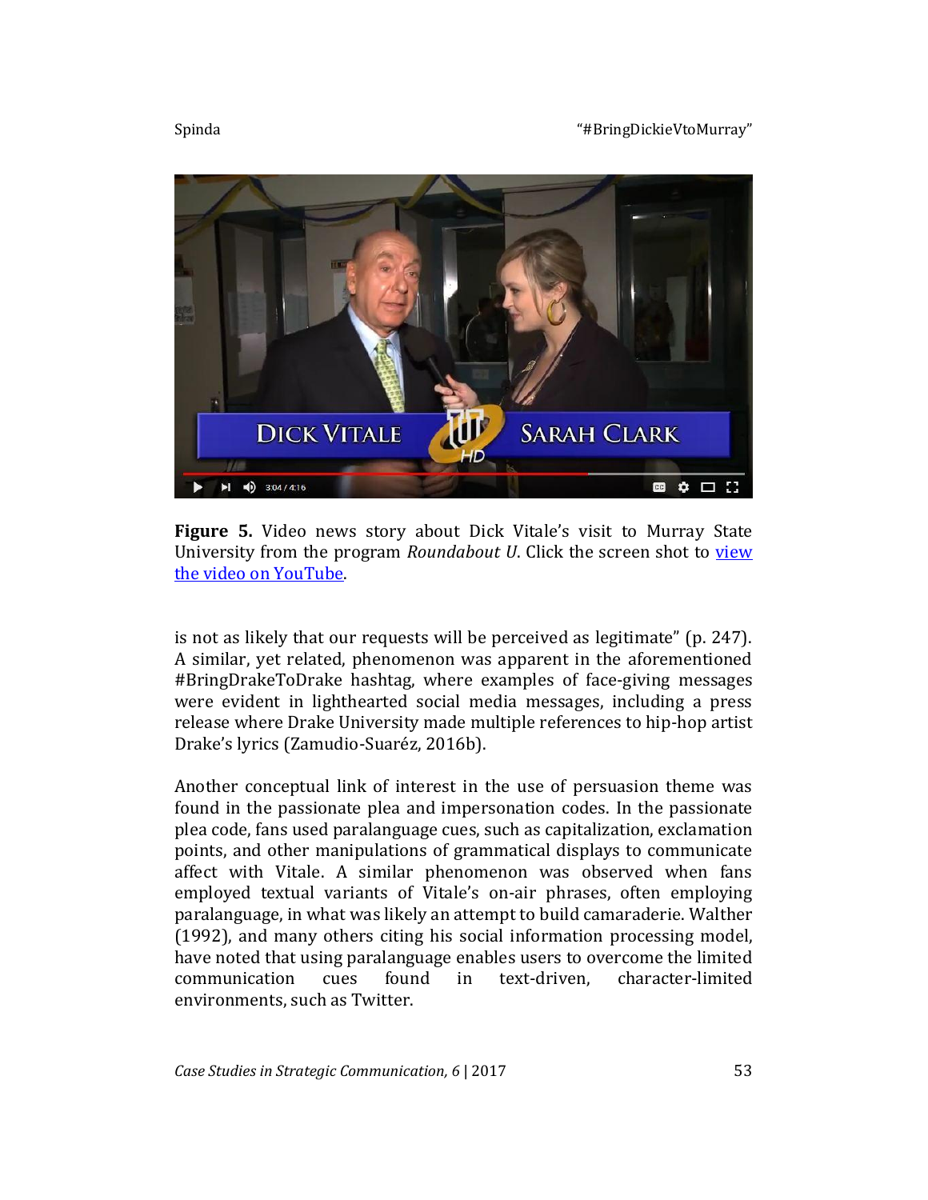**Figure 5.** Video news story about Dick Vitale's visit to Murray State University from the program *Roundabout U*. Click the screen shot to view the video on YouTube.

is not as likely that our requests will be perceived as legitimate" (p. 247). A similar, yet related, phenomenon was apparent in the aforementioned #BringDrakeToDrake hashtag, where examples of face-giving messages were evident in lighthearted social media messages, including a press release where Drake University made multiple references to hip-hop artist Drake's lyrics (Zamudio-Suaréz, 2016b).

Another conceptual link of interest in the use of persuasion theme was found in the passionate plea and impersonation codes. In the passionate plea code, fans used paralanguage cues, such as capitalization, exclamation points, and other manipulations of grammatical displays to communicate affect with Vitale. A similar phenomenon was observed when fans employed textual variants of Vitale's on-air phrases, often employing paralanguage, in what was likely an attempt to build camaraderie. Walther (1992), and many others citing his social information processing model, have noted that using paralanguage enables users to overcome the limited communication cues found in text-driven, character-limited environments, such as Twitter.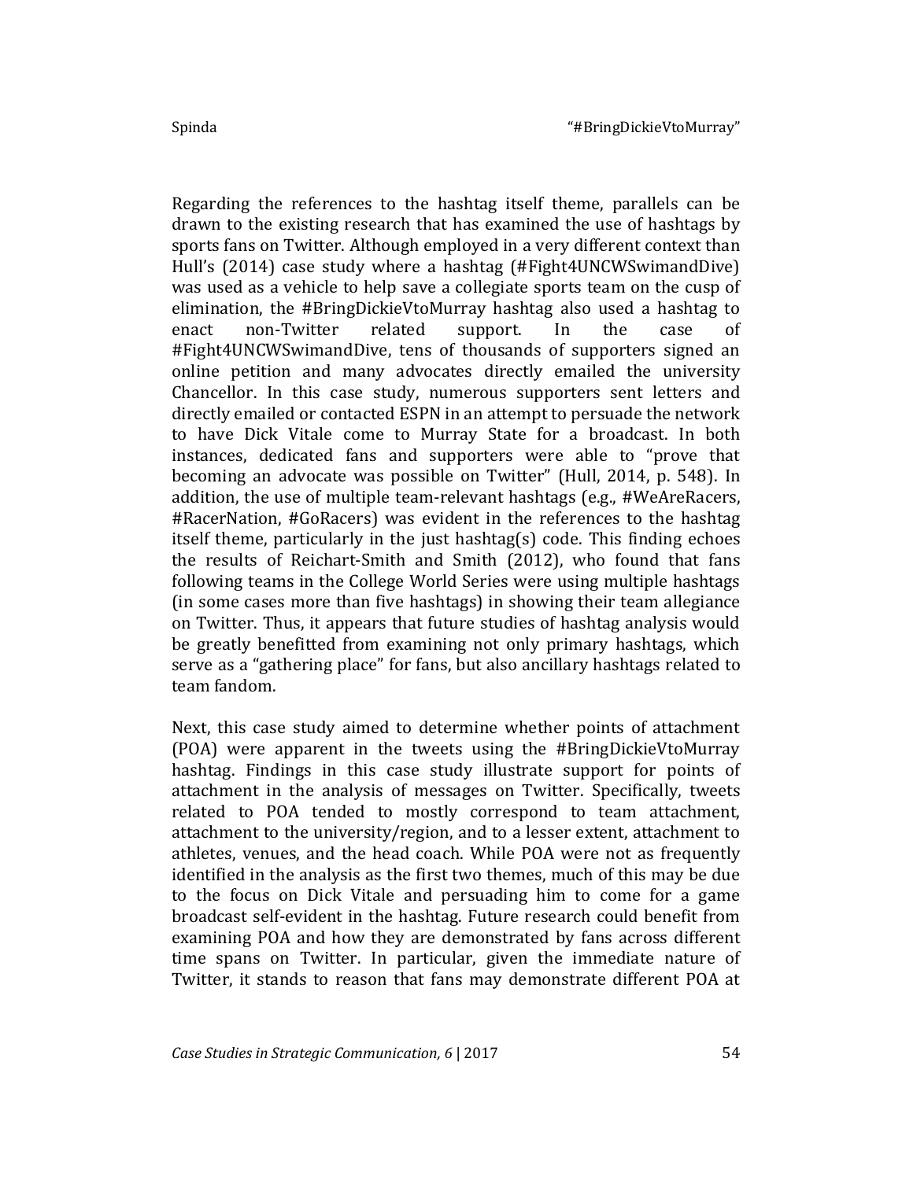Regarding the references to the hashtag itself theme, parallels can be drawn to the existing research that has examined the use of hashtags by sports fans on Twitter. Although employed in a very different context than Hull's (2014) case study where a hashtag (#Fight4UNCWSwimandDive) was used as a vehicle to help save a collegiate sports team on the cusp of elimination, the #BringDickieVtoMurray hashtag also used a hashtag to enact non-Twitter related support. In the case of #Fight4UNCWSwimandDive, tens of thousands of supporters signed an online petition and many advocates directly emailed the university Chancellor. In this case study, numerous supporters sent letters and directly emailed or contacted ESPN in an attempt to persuade the network to have Dick Vitale come to Murray State for a broadcast. In both instances, dedicated fans and supporters were able to "prove that becoming an advocate was possible on Twitter" (Hull, 2014, p. 548). In addition, the use of multiple team-relevant hashtags (e.g., #WeAreRacers, #RacerNation, #GoRacers) was evident in the references to the hashtag itself theme, particularly in the just hashtag(s) code. This finding echoes the results of Reichart-Smith and Smith (2012), who found that fans following teams in the College World Series were using multiple hashtags (in some cases more than five hashtags) in showing their team allegiance on Twitter. Thus, it appears that future studies of hashtag analysis would be greatly benefitted from examining not only primary hashtags, which serve as a "gathering place" for fans, but also ancillary hashtags related to team fandom.

Next, this case study aimed to determine whether points of attachment (POA) were apparent in the tweets using the #BringDickieVtoMurray hashtag. Findings in this case study illustrate support for points of attachment in the analysis of messages on Twitter. Specifically, tweets related to POA tended to mostly correspond to team attachment, attachment to the university/region, and to a lesser extent, attachment to athletes, venues, and the head coach. While POA were not as frequently identified in the analysis as the first two themes, much of this may be due to the focus on Dick Vitale and persuading him to come for a game broadcast self-evident in the hashtag. Future research could benefit from examining POA and how they are demonstrated by fans across different time spans on Twitter. In particular, given the immediate nature of Twitter, it stands to reason that fans may demonstrate different POA at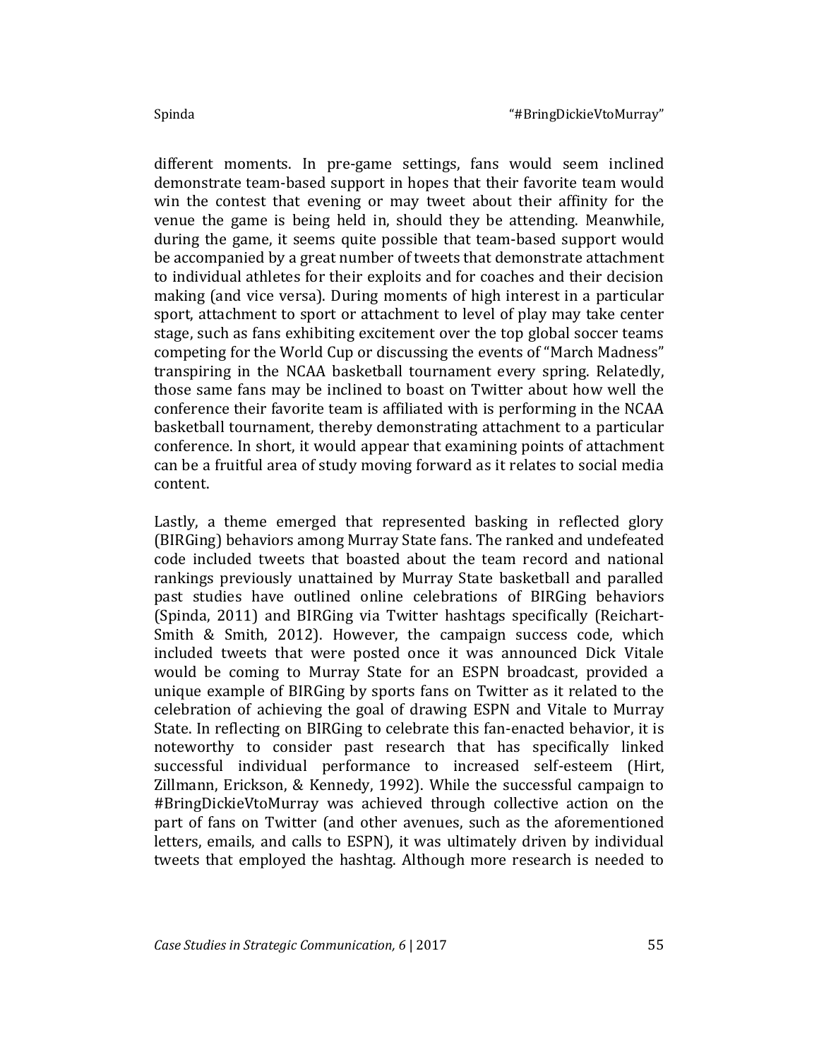different moments. In pre-game settings, fans would seem inclined demonstrate team-based support in hopes that their favorite team would win the contest that evening or may tweet about their affinity for the venue the game is being held in, should they be attending. Meanwhile, during the game, it seems quite possible that team-based support would be accompanied by a great number of tweets that demonstrate attachment to individual athletes for their exploits and for coaches and their decision making (and vice versa). During moments of high interest in a particular sport, attachment to sport or attachment to level of play may take center stage, such as fans exhibiting excitement over the top global soccer teams competing for the World Cup or discussing the events of "March Madness" transpiring in the NCAA basketball tournament every spring. Relatedly, those same fans may be inclined to boast on Twitter about how well the conference their favorite team is affiliated with is performing in the NCAA basketball tournament, thereby demonstrating attachment to a particular conference. In short, it would appear that examining points of attachment can be a fruitful area of study moving forward as it relates to social media content.

Lastly, a theme emerged that represented basking in reflected glory (BIRGing) behaviors among Murray State fans. The ranked and undefeated code included tweets that boasted about the team record and national rankings previously unattained by Murray State basketball and paralled past studies have outlined online celebrations of BIRGing behaviors (Spinda, 2011) and BIRGing via Twitter hashtags specifically (Reichart-Smith & Smith, 2012). However, the campaign success code, which included tweets that were posted once it was announced Dick Vitale would be coming to Murray State for an ESPN broadcast, provided a unique example of BIRGing by sports fans on Twitter as it related to the celebration of achieving the goal of drawing ESPN and Vitale to Murray State. In reflecting on BIRGing to celebrate this fan-enacted behavior, it is noteworthy to consider past research that has specifically linked successful individual performance to increased self-esteem (Hirt, Zillmann, Erickson, & Kennedy, 1992). While the successful campaign to #BringDickieVtoMurray was achieved through collective action on the part of fans on Twitter (and other avenues, such as the aforementioned letters, emails, and calls to ESPN), it was ultimately driven by individual tweets that employed the hashtag. Although more research is needed to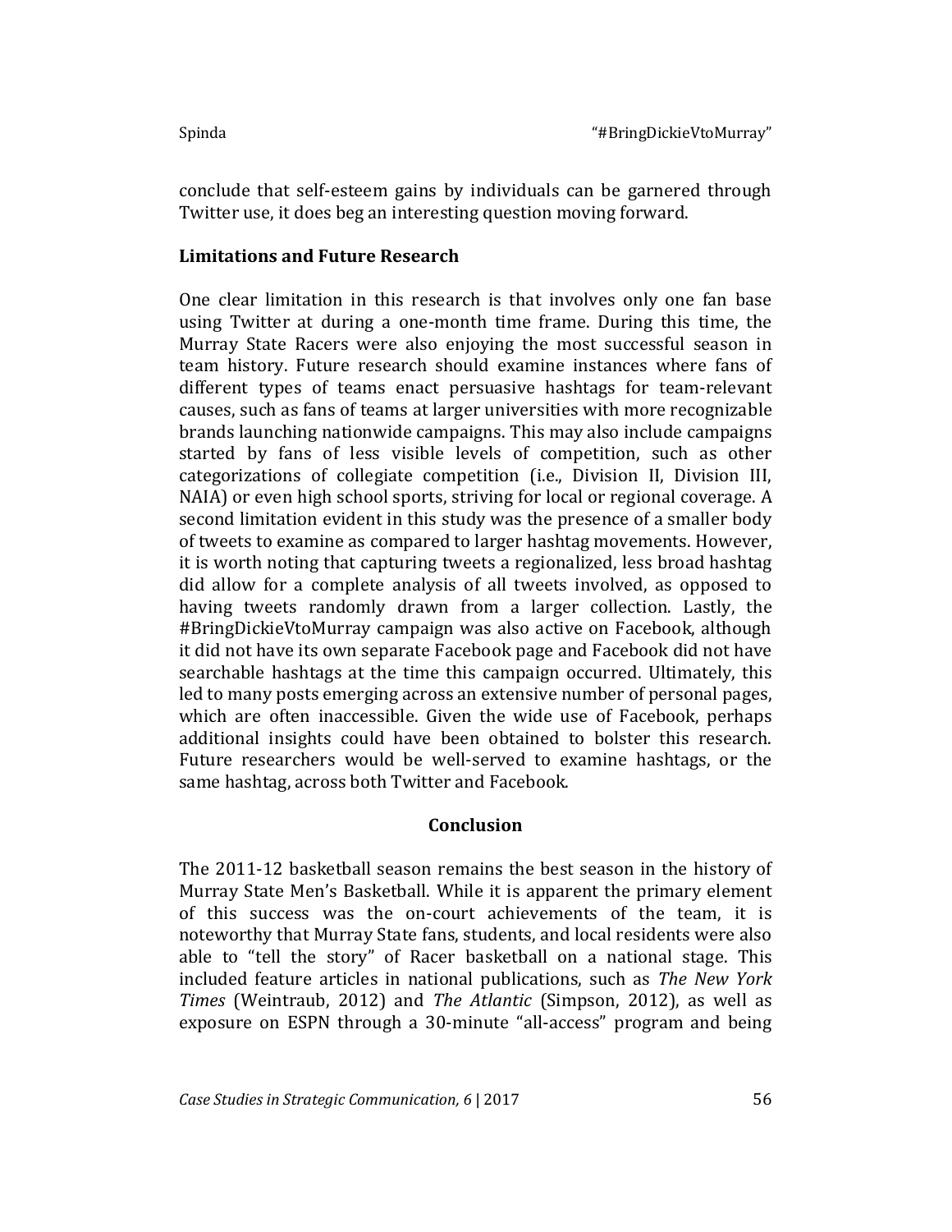conclude that self-esteem gains by individuals can be garnered through Twitter use, it does beg an interesting question moving forward.

**Limitations and Future Research**

One clear limitation in this research is that involves only one fan base using Twitter at during a one-month time frame. During this time, the Murray State Racers were also enjoying the most successful season in team history. Future research should examine instances where fans of different types of teams enact persuasive hashtags for team-relevant causes, such as fans of teams at larger universities with more recognizable brands launching nationwide campaigns. This may also include campaigns started by fans of less visible levels of competition, such as other categorizations of collegiate competition (i.e., Division II, Division III, NAIA) or even high school sports, striving for local or regional coverage. A second limitation evident in this study was the presence of a smaller body of tweets to examine as compared to larger hashtag movements. However, it is worth noting that capturing tweets a regionalized, less broad hashtag did allow for a complete analysis of all tweets involved, as opposed to having tweets randomly drawn from a larger collection. Lastly, the #BringDickieVtoMurray campaign was also active on Facebook, although it did not have its own separate Facebook page and Facebook did not have searchable hashtags at the time this campaign occurred. Ultimately, this led to many posts emerging across an extensive number of personal pages, which are often inaccessible. Given the wide use of Facebook, perhaps additional insights could have been obtained to bolster this research. Future researchers would be well-served to examine hashtags, or the same hashtag, across both Twitter and Facebook.

## Conclusion

The 2011-12 basketball season remains the best season in the history of Murray State Men's Basketball. While it is apparent the primary element of this success was the on-court achievements of the team, it is noteworthy that Murray State fans, students, and local residents were also able to "tell the story" of Racer basketball on a national stage. This included feature articles in national publications, such as *The New York Times* (Weintraub, 2012) and *The Atlantic* (Simpson, 2012), as well as exposure on ESPN through a 30-minute "all-access" program and being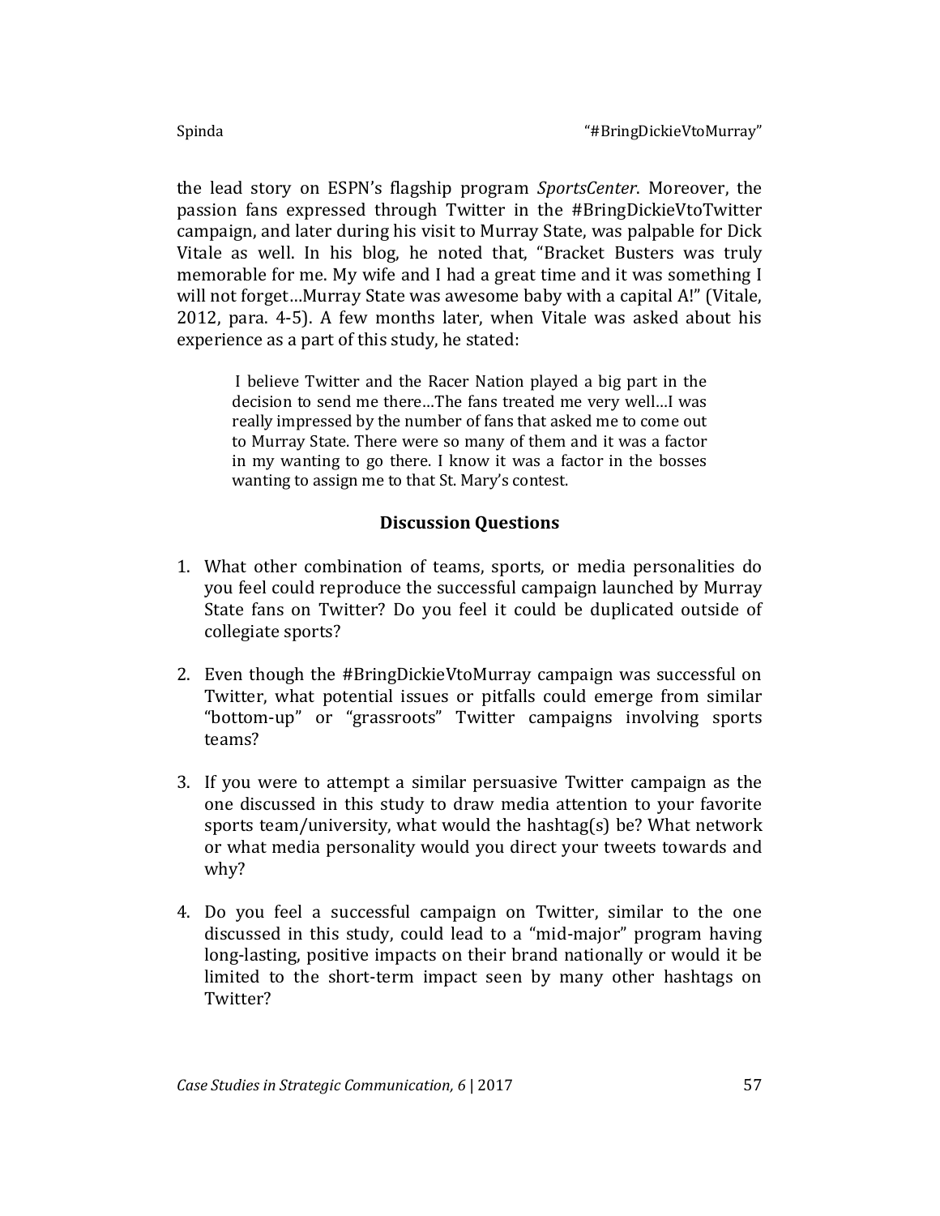the lead story on ESPN's flagship program *SportsCenter*. Moreover, the passion fans expressed through Twitter in the #BringDickieVtoTwitter campaign, and later during his visit to Murray State, was palpable for Dick Vitale as well. In his blog, he noted that, "Bracket Busters was truly memorable for me. My wife and I had a great time and it was something I will not forget…Murray State was awesome baby with a capital A!" (Vitale, 2012, para. 4-5). A few months later, when Vitale was asked about his experience as a part of this study, he stated:

> I believe Twitter and the Racer Nation played a big part in the decision to send me there…The fans treated me very well…I was really impressed by the number of fans that asked me to come out to Murray State. There were so many of them and it was a factor in my wanting to go there. I know it was a factor in the bosses wanting to assign me to that St. Mary's contest.

## Discussion Questions

1. What other combination of teams, sports, or media personalities do you feel could reproduce the successful campaign launched by Murray State fans on Twitter? Do you feel it could be duplicated outside of collegiate sports?

2. Even though the #BringDickieVtoMurray campaign was successful on Twitter, what potential issues or pitfalls could emerge from similar "bottom-up" or "grassroots" Twitter campaigns involving sports teams?

3. If you were to attempt a similar persuasive Twitter campaign as the one discussed in this study to draw media attention to your favorite sports team/university, what would the hashtag(s) be? What network or what media personality would you direct your tweets towards and why?

4. Do you feel a successful campaign on Twitter, similar to the one discussed in this study, could lead to a "mid-major" program having long-lasting, positive impacts on their brand nationally or would it be limited to the short-term impact seen by many other hashtags on Twitter?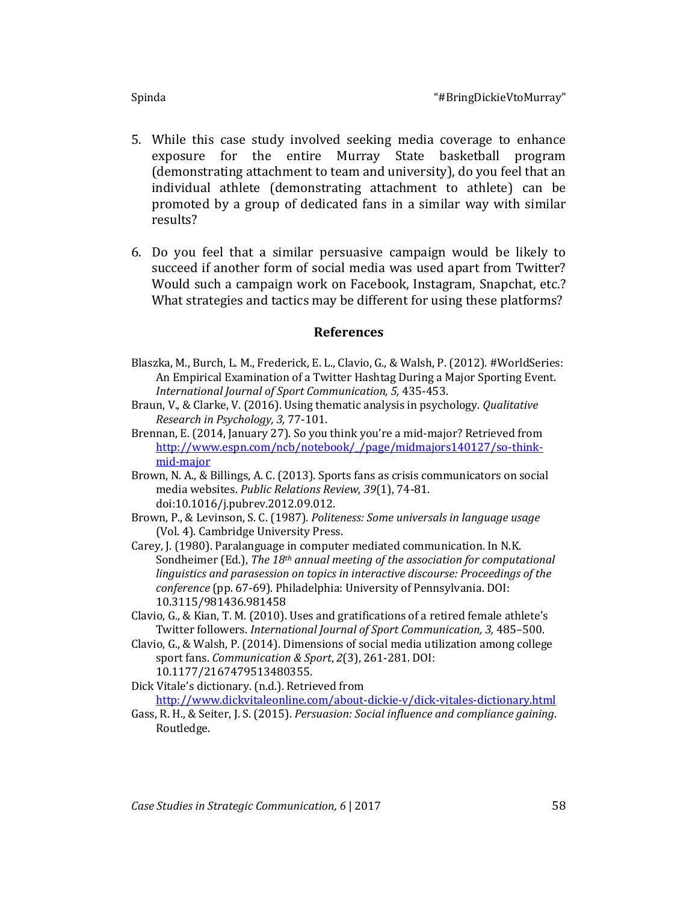5. While this case study involved seeking media coverage to enhance exposure for the entire Murray State basketball program (demonstrating attachment to team and university), do you feel that an individual athlete (demonstrating attachment to athlete) can be promoted by a group of dedicated fans in a similar way with similar results?

6. Do you feel that a similar persuasive campaign would be likely to succeed if another form of social media was used apart from Twitter? Would such a campaign work on Facebook, Instagram, Snapchat, etc.? What strategies and tactics may be different for using these platforms?

## References

Blaszka, M., Burch, L. M., Frederick, E. L., Clavio, G., & Walsh, P. (2012). #WorldSeries: An Empirical Examination of a Twitter Hashtag During a Major Sporting Event. *International Journal of Sport Communication, 5,* 435-453.

Braun, V., & Clarke, V. (2016). Using thematic analysis in psychology. *Qualitative Research in Psychology, 3,* 77-101.

Brennan, E. (2014, January 27). So you think you're a mid-major? Retrieved from http://www.espn.com/ncb/notebook/_/page/midmajors140127/so-think-mid-major

Brown, N. A., & Billings, A. C. (2013). Sports fans as crisis communicators on social media websites. *Public Relations Review, 39*(1), 74-81. doi:10.1016/j.pubrev.2012.09.012.

Brown, P., & Levinson, S. C. (1987). *Politeness: Some universals in language usage* (Vol. 4). Cambridge University Press.

Carey, J. (1980). Paralanguage in computer mediated communication. In N.K. Sondheimer (Ed.), *The 18th annual meeting of the association for computational linguistics and parasession on topics in interactive discourse: Proceedings of the conference* (pp. 67-69). Philadelphia: University of Pennsylvania. DOI: 10.3115/981436.981458

Clavio, G., & Kian, T. M. (2010). Uses and gratifications of a retired female athlete's Twitter followers. *International Journal of Sport Communication, 3,* 485–500.

Clavio, G., & Walsh, P. (2014). Dimensions of social media utilization among college sport fans. *Communication & Sport*, *2*(3), 261-281. DOI: 10.1177/2167479513480355.

Dick Vitale's dictionary. (n.d.). Retrieved from http://www.dickvitaleonline.com/about-dickie-v/dick-vitales-dictionary.html

Gass, R. H., & Seiter, J. S. (2015). *Persuasion: Social influence and compliance gaining*. Routledge.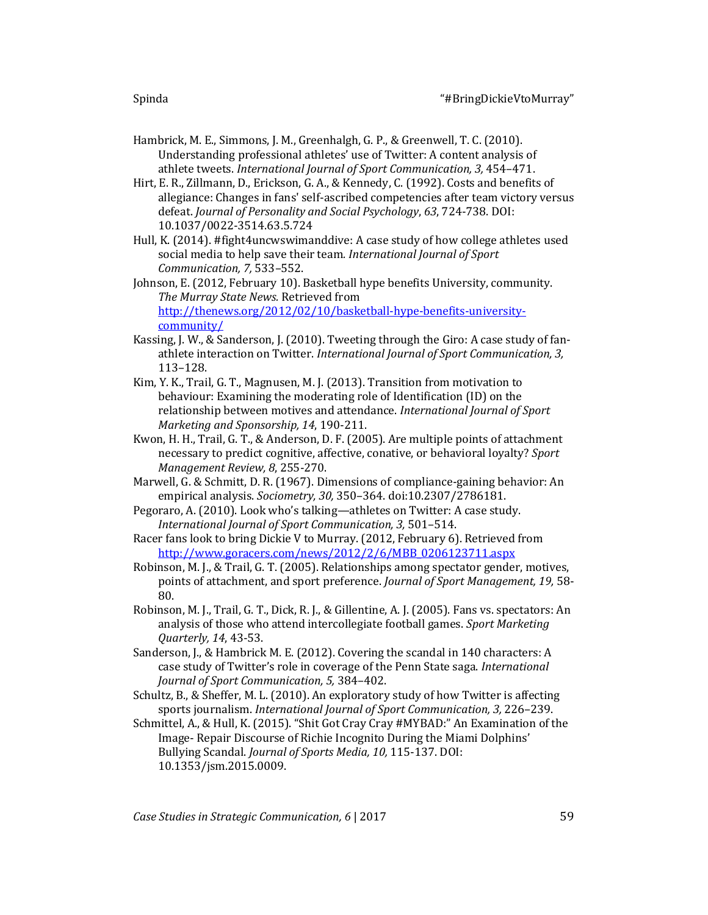Hambrick, M. E., Simmons, J. M., Greenhalgh, G. P., & Greenwell, T. C. (2010). Understanding professional athletes' use of Twitter: A content analysis of athlete tweets. *International Journal of Sport Communication, 3,* 454–471.

Hirt, E. R., Zillmann, D., Erickson, G. A., & Kennedy, C. (1992). Costs and benefits of allegiance: Changes in fans' self-ascribed competencies after team victory versus defeat. *Journal of Personality and Social Psychology*, *63*, 724-738. DOI: 10.1037/0022-3514.63.5.724

Hull, K. (2014). #fight4uncwswimanddive: A case study of how college athletes used social media to help save their team. *International Journal of Sport Communication, 7,* 533–552.

Johnson, E. (2012, February 10). Basketball hype benefits University, community. *The Murray State News.* Retrieved from http://thenews.org/2012/02/10/basketball-hype-benefits-university-community/

Kassing, J. W., & Sanderson, J. (2010). Tweeting through the Giro: A case study of fan-athlete interaction on Twitter. *International Journal of Sport Communication, 3,* 113–128.

Kim, Y. K., Trail, G. T., Magnusen, M. J. (2013). Transition from motivation to behaviour: Examining the moderating role of Identification (ID) on the relationship between motives and attendance. *International Journal of Sport Marketing and Sponsorship, 14*, 190-211.

Kwon, H. H., Trail, G. T., & Anderson, D. F. (2005). Are multiple points of attachment necessary to predict cognitive, affective, conative, or behavioral loyalty? *Sport Management Review, 8*, 255-270.

Marwell, G. & Schmitt, D. R. (1967). Dimensions of compliance-gaining behavior: An empirical analysis. *Sociometry, 30,* 350–364. doi:10.2307/2786181.

Pegoraro, A. (2010). Look who's talking—athletes on Twitter: A case study. *International Journal of Sport Communication, 3,* 501–514.

Racer fans look to bring Dickie V to Murray. (2012, February 6). Retrieved from http://www.goracers.com/news/2012/2/6/MBB_0206123711.aspx

Robinson, M. J., & Trail, G. T. (2005). Relationships among spectator gender, motives, points of attachment, and sport preference. *Journal of Sport Management, 19,* 58-80.

Robinson, M. J., Trail, G. T., Dick, R. J., & Gillentine, A. J. (2005). Fans vs. spectators: An analysis of those who attend intercollegiate football games. *Sport Marketing Quarterly, 14*, 43-53.

Sanderson, J., & Hambrick M. E. (2012). Covering the scandal in 140 characters: A case study of Twitter's role in coverage of the Penn State saga. *International Journal of Sport Communication, 5,* 384–402.

Schultz, B., & Sheffer, M. L. (2010). An exploratory study of how Twitter is affecting sports journalism. *International Journal of Sport Communication, 3,* 226–239.

Schmittel, A., & Hull, K. (2015). "Shit Got Cray Cray #MYBAD:" An Examination of the Image- Repair Discourse of Richie Incognito During the Miami Dolphins' Bullying Scandal. *Journal of Sports Media, 10,* 115-137. DOI: 10.1353/jsm.2015.0009.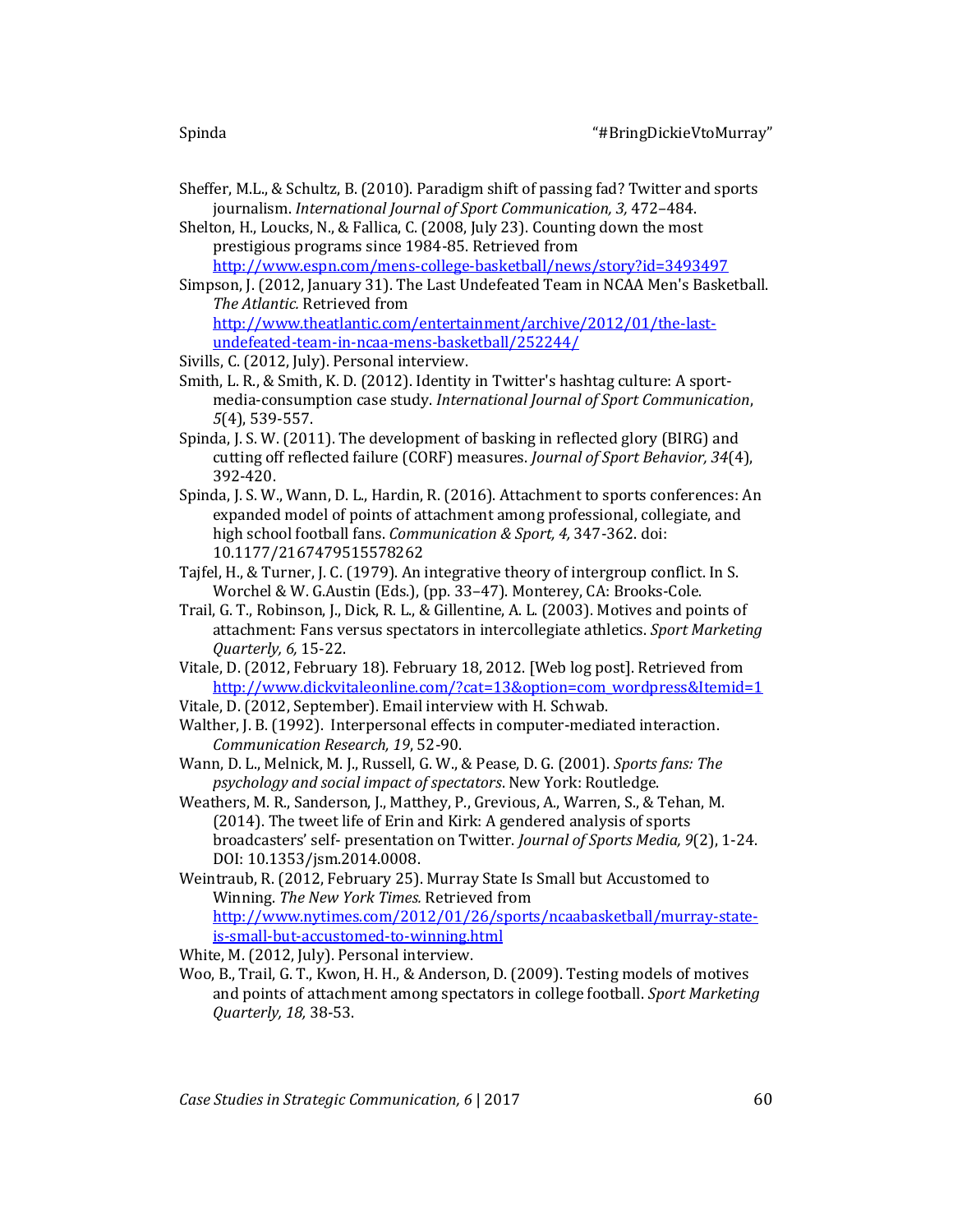Sheffer, M.L., & Schultz, B. (2010). Paradigm shift of passing fad? Twitter and sports journalism. *International Journal of Sport Communication, 3,* 472–484.

Shelton, H., Loucks, N., & Fallica, C. (2008, July 23). Counting down the most prestigious programs since 1984-85. Retrieved from http://www.espn.com/mens-college-basketball/news/story?id=3493497

Simpson, J. (2012, January 31). The Last Undefeated Team in NCAA Men's Basketball. *The Atlantic.* Retrieved from http://www.theatlantic.com/entertainment/archive/2012/01/the-last-undefeated-team-in-ncaa-mens-basketball/252244/

Sivills, C. (2012, July). Personal interview.

Smith, L. R., & Smith, K. D. (2012). Identity in Twitter's hashtag culture: A sport-media-consumption case study. *International Journal of Sport Communication*, *5*(4), 539-557.

Spinda, J. S. W. (2011). The development of basking in reflected glory (BIRG) and cutting off reflected failure (CORF) measures. *Journal of Sport Behavior, 34*(4), 392-420.

Spinda, J. S. W., Wann, D. L., Hardin, R. (2016). Attachment to sports conferences: An expanded model of points of attachment among professional, collegiate, and high school football fans. *Communication & Sport, 4,* 347-362. doi: 10.1177/2167479515578262

Tajfel, H., & Turner, J. C. (1979). An integrative theory of intergroup conflict. In S. Worchel & W. G.Austin (Eds.), (pp. 33–47). Monterey, CA: Brooks-Cole.

Trail, G. T., Robinson, J., Dick, R. L., & Gillentine, A. L. (2003). Motives and points of attachment: Fans versus spectators in intercollegiate athletics. *Sport Marketing Quarterly, 6,* 15-22.

Vitale, D. (2012, February 18). February 18, 2012. [Web log post]. Retrieved from http://www.dickvitaleonline.com/?cat=13&option=com_wordpress&Itemid=1

Vitale, D. (2012, September). Email interview with H. Schwab.

Walther, J. B. (1992). Interpersonal effects in computer-mediated interaction. *Communication Research, 19*, 52-90.

Wann, D. L., Melnick, M. J., Russell, G. W., & Pease, D. G. (2001). *Sports fans: The psychology and social impact of spectators*. New York: Routledge.

Weathers, M. R., Sanderson, J., Matthey, P., Grevious, A., Warren, S., & Tehan, M. (2014). The tweet life of Erin and Kirk: A gendered analysis of sports broadcasters' self- presentation on Twitter. *Journal of Sports Media, 9*(2), 1-24. DOI: 10.1353/jsm.2014.0008.

Weintraub, R. (2012, February 25). Murray State Is Small but Accustomed to Winning. *The New York Times.* Retrieved from http://www.nytimes.com/2012/01/26/sports/ncaabasketball/murray-state-is-small-but-accustomed-to-winning.html

White, M. (2012, July). Personal interview.

Woo, B., Trail, G. T., Kwon, H. H., & Anderson, D. (2009). Testing models of motives and points of attachment among spectators in college football. *Sport Marketing Quarterly, 18,* 38-53.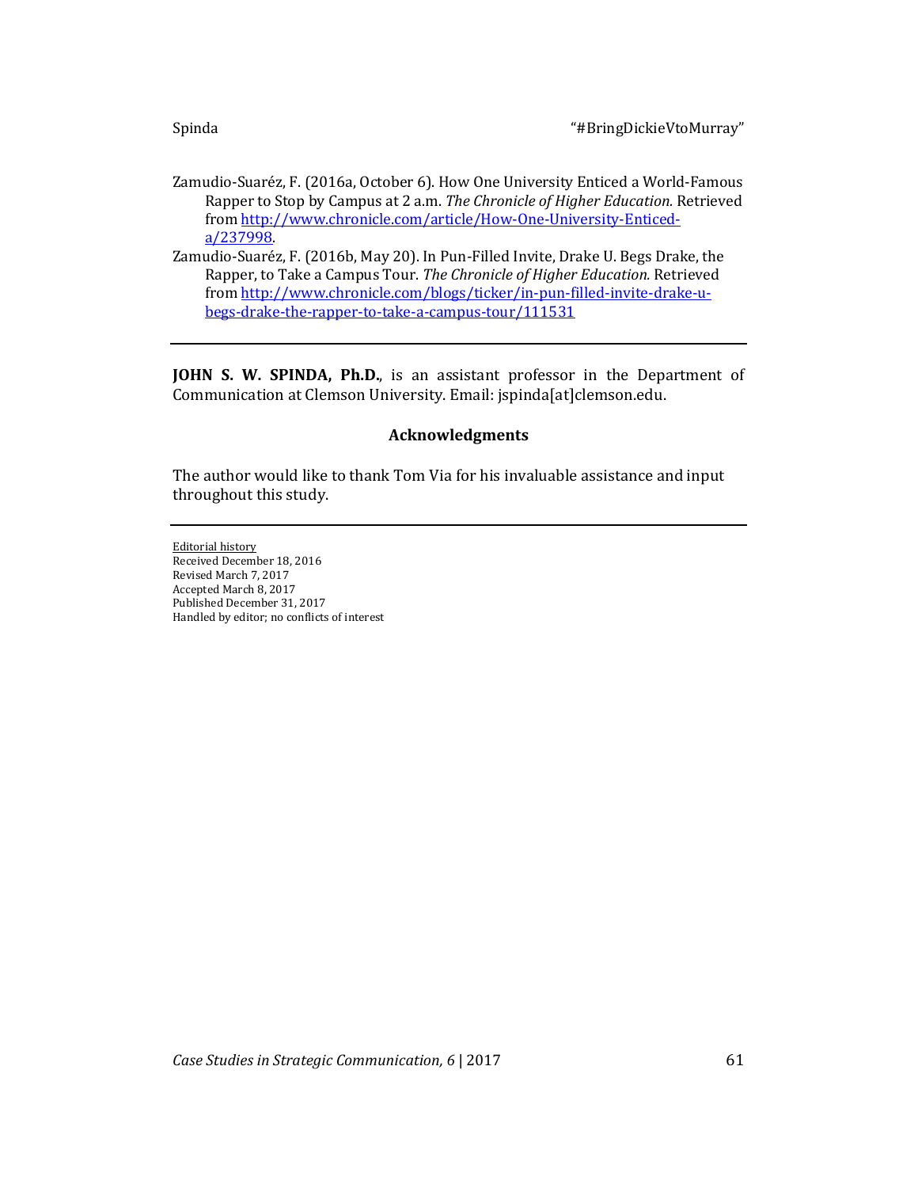Zamudio-Suaréz, F. (2016a, October 6). How One University Enticed a World-Famous Rapper to Stop by Campus at 2 a.m. *The Chronicle of Higher Education.* Retrieved from http://www.chronicle.com/article/How-One-University-Enticed-a/237998.

Zamudio-Suaréz, F. (2016b, May 20). In Pun-Filled Invite, Drake U. Begs Drake, the Rapper, to Take a Campus Tour. *The Chronicle of Higher Education.* Retrieved from http://www.chronicle.com/blogs/ticker/in-pun-filled-invite-drake-u-begs-drake-the-rapper-to-take-a-campus-tour/111531

---

**JOHN S. W. SPINDA, Ph.D.**, is an assistant professor in the Department of Communication at Clemson University. Email: jspinda[at]clemson.edu.

### Acknowledgments

The author would like to thank Tom Via for his invaluable assistance and input throughout this study.

---

Editorial history
Received December 18, 2016
Revised March 7, 2017
Accepted March 8, 2017
Published December 31, 2017
Handled by editor; no conflicts of interest